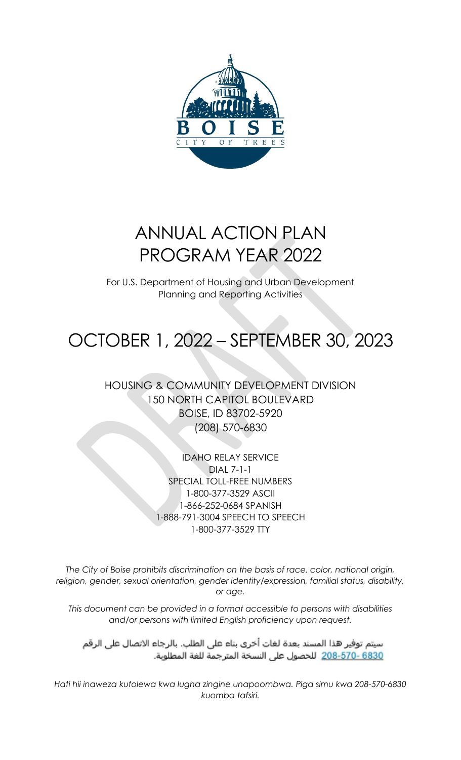# ANNUAL ACTION PLAN
# PROGRAM YEAR 2022

For U.S. Department of Housing and Urban Development
Planning and Reporting Activities

# OCTOBER 1, 2022 – SEPTEMBER 30, 2023

HOUSING & COMMUNITY DEVELOPMENT DIVISION
150 NORTH CAPITOL BOULEVARD
BOISE, ID 83702-5920
(208) 570-6830

IDAHO RELAY SERVICE
DIAL 7-1-1
SPECIAL TOLL-FREE NUMBERS
1-800-377-3529 ASCII
1-866-252-0684 SPANISH
1-888-791-3004 SPEECH TO SPEECH
1-800-377-3529 TTY

*The City of Boise prohibits discrimination on the basis of race, color, national origin, religion, gender, sexual orientation, gender identity/expression, familial status, disability, or age.*

*This document can be provided in a format accessible to persons with disabilities and/or persons with limited English proficiency upon request.*

سيتم توفير هذا المسند بعدة لغات أخرى بناء على الطلب. بالرجاء الاتصال على الرقم 208-570-6830 للحصول على النسخة المترجمة للغة المطلوبة.

*Hati hii inaweza kutolewa kwa lugha zingine unapoombwa. Piga simu kwa 208-570-6830 kuomba tafsiri.*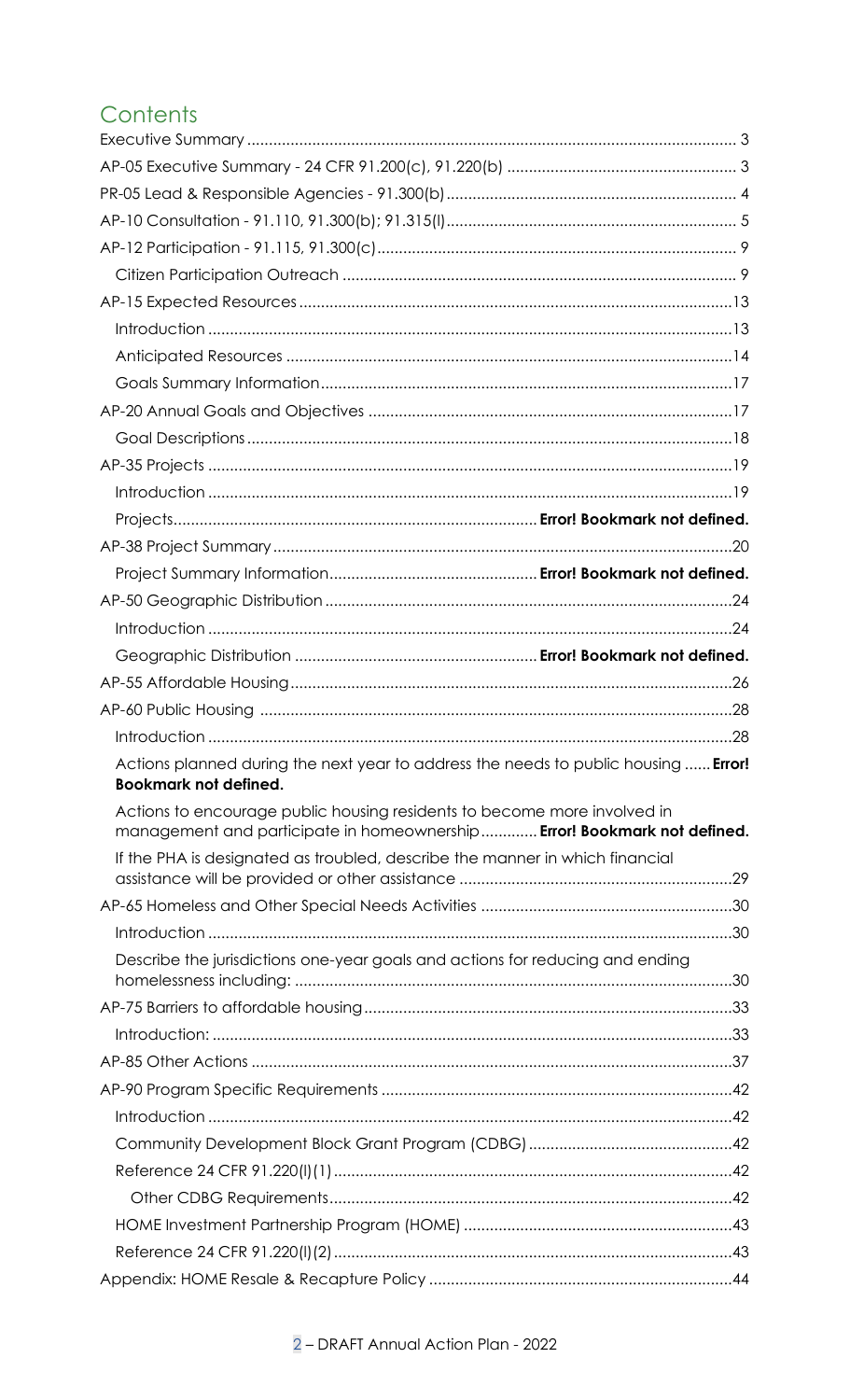# Contents

Executive Summary ........................................................................................................ 3

AP-05 Executive Summary - 24 CFR 91.200(c), 91.220(b) ..................................................... 3

PR-05 Lead & Responsible Agencies - 91.300(b) .................................................................. 4

AP-10 Consultation - 91.110, 91.300(b); 91.315(l) .................................................................. 5

AP-12 Participation - 91.115, 91.300(c) .................................................................................. 9

- Citizen Participation Outreach .......................................................................................... 9

AP-15 Expected Resources ................................................................................................... 13

- Introduction ........................................................................................................................ 13
- Anticipated Resources ...................................................................................................... 14
- Goals Summary Information .............................................................................................. 17

AP-20 Annual Goals and Objectives .................................................................................... 17

- Goal Descriptions ............................................................................................................... 18

AP-35 Projects ........................................................................................................................ 19

- Introduction ........................................................................................................................ 19
- Projects .................................................................................. **Error! Bookmark not defined.**

AP-38 Project Summary ......................................................................................................... 20

- Project Summary Information ................................................ **Error! Bookmark not defined.**

AP-50 Geographic Distribution ............................................................................................. 24

- Introduction ........................................................................................................................ 24
- Geographic Distribution ....................................................... **Error! Bookmark not defined.**

AP-55 Affordable Housing ..................................................................................................... 26

AP-60 Public Housing ............................................................................................................ 28

- Introduction ........................................................................................................................ 28
- Actions planned during the next year to address the needs to public housing ...... **Error! Bookmark not defined.**
- Actions to encourage public housing residents to become more involved in management and participate in homeownership ............ **Error! Bookmark not defined.**
- If the PHA is designated as troubled, describe the manner in which financial assistance will be provided or other assistance ............................................................... 29

AP-65 Homeless and Other Special Needs Activities .......................................................... 30

- Introduction ........................................................................................................................ 30
- Describe the jurisdictions one-year goals and actions for reducing and ending homelessness including: .................................................................................................... 30

AP-75 Barriers to affordable housing .................................................................................... 33

- Introduction: ....................................................................................................................... 33

AP-85 Other Actions .............................................................................................................. 37

AP-90 Program Specific Requirements ................................................................................. 42

- Introduction ........................................................................................................................ 42
- Community Development Block Grant Program (CDBG) ............................................... 42
- Reference 24 CFR 91.220(l)(1) ............................................................................................ 42
  - Other CDBG Requirements ............................................................................................ 42
- HOME Investment Partnership Program (HOME) .............................................................. 43
- Reference 24 CFR 91.220(l)(2) ............................................................................................ 43

Appendix: HOME Resale & Recapture Policy ...................................................................... 44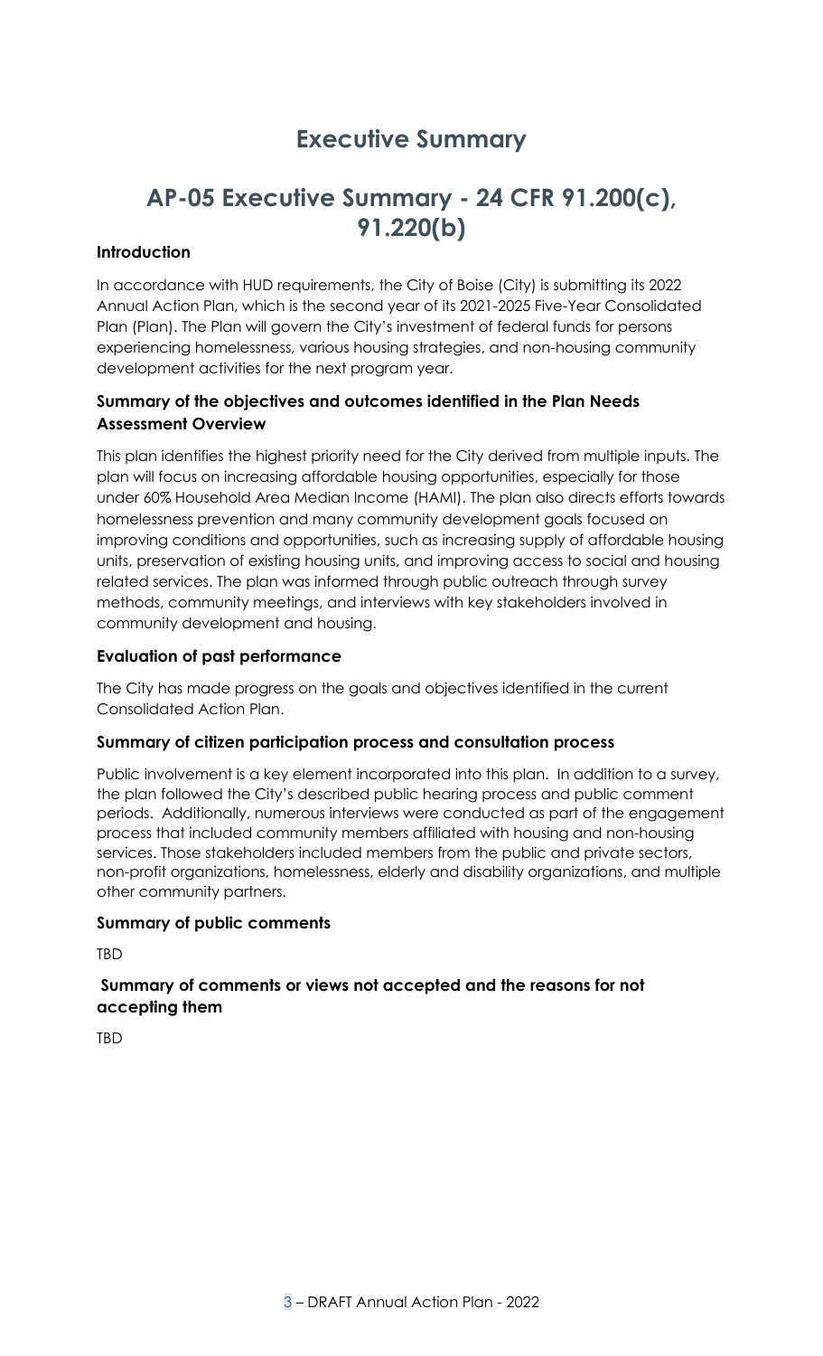# Executive Summary

## AP-05 Executive Summary - 24 CFR 91.200(c), 91.220(b)

### Introduction

In accordance with HUD requirements, the City of Boise (City) is submitting its 2022 Annual Action Plan, which is the second year of its 2021-2025 Five-Year Consolidated Plan (Plan). The Plan will govern the City's investment of federal funds for persons experiencing homelessness, various housing strategies, and non-housing community development activities for the next program year.

### Summary of the objectives and outcomes identified in the Plan Needs Assessment Overview

This plan identifies the highest priority need for the City derived from multiple inputs. The plan will focus on increasing affordable housing opportunities, especially for those under 60% Household Area Median Income (HAMI). The plan also directs efforts towards homelessness prevention and many community development goals focused on improving conditions and opportunities, such as increasing supply of affordable housing units, preservation of existing housing units, and improving access to social and housing related services. The plan was informed through public outreach through survey methods, community meetings, and interviews with key stakeholders involved in community development and housing.

### Evaluation of past performance

The City has made progress on the goals and objectives identified in the current Consolidated Action Plan.

### Summary of citizen participation process and consultation process

Public involvement is a key element incorporated into this plan. In addition to a survey, the plan followed the City's described public hearing process and public comment periods. Additionally, numerous interviews were conducted as part of the engagement process that included community members affiliated with housing and non-housing services. Those stakeholders included members from the public and private sectors, non-profit organizations, homelessness, elderly and disability organizations, and multiple other community partners.

### Summary of public comments

TBD

### Summary of comments or views not accepted and the reasons for not accepting them

TBD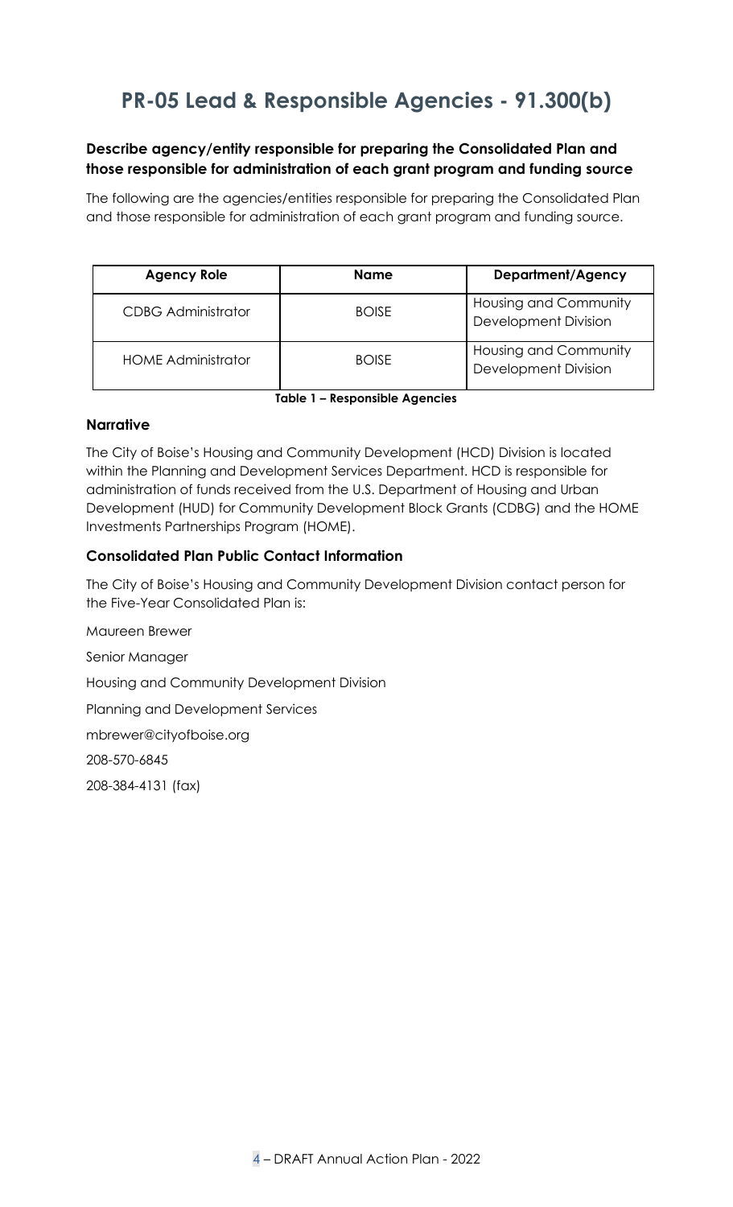# PR-05 Lead & Responsible Agencies - 91.300(b)

### Describe agency/entity responsible for preparing the Consolidated Plan and those responsible for administration of each grant program and funding source

The following are the agencies/entities responsible for preparing the Consolidated Plan and those responsible for administration of each grant program and funding source.

| Agency Role | Name | Department/Agency |
| --- | --- | --- |
| CDBG Administrator | BOISE | Housing and Community Development Division |
| HOME Administrator | BOISE | Housing and Community Development Division |

**Table 1 – Responsible Agencies**

### Narrative

The City of Boise's Housing and Community Development (HCD) Division is located within the Planning and Development Services Department. HCD is responsible for administration of funds received from the U.S. Department of Housing and Urban Development (HUD) for Community Development Block Grants (CDBG) and the HOME Investments Partnerships Program (HOME).

### Consolidated Plan Public Contact Information

The City of Boise's Housing and Community Development Division contact person for the Five-Year Consolidated Plan is:

Maureen Brewer

Senior Manager

Housing and Community Development Division

Planning and Development Services

mbrewer@cityofboise.org

208-570-6845

208-384-4131 (fax)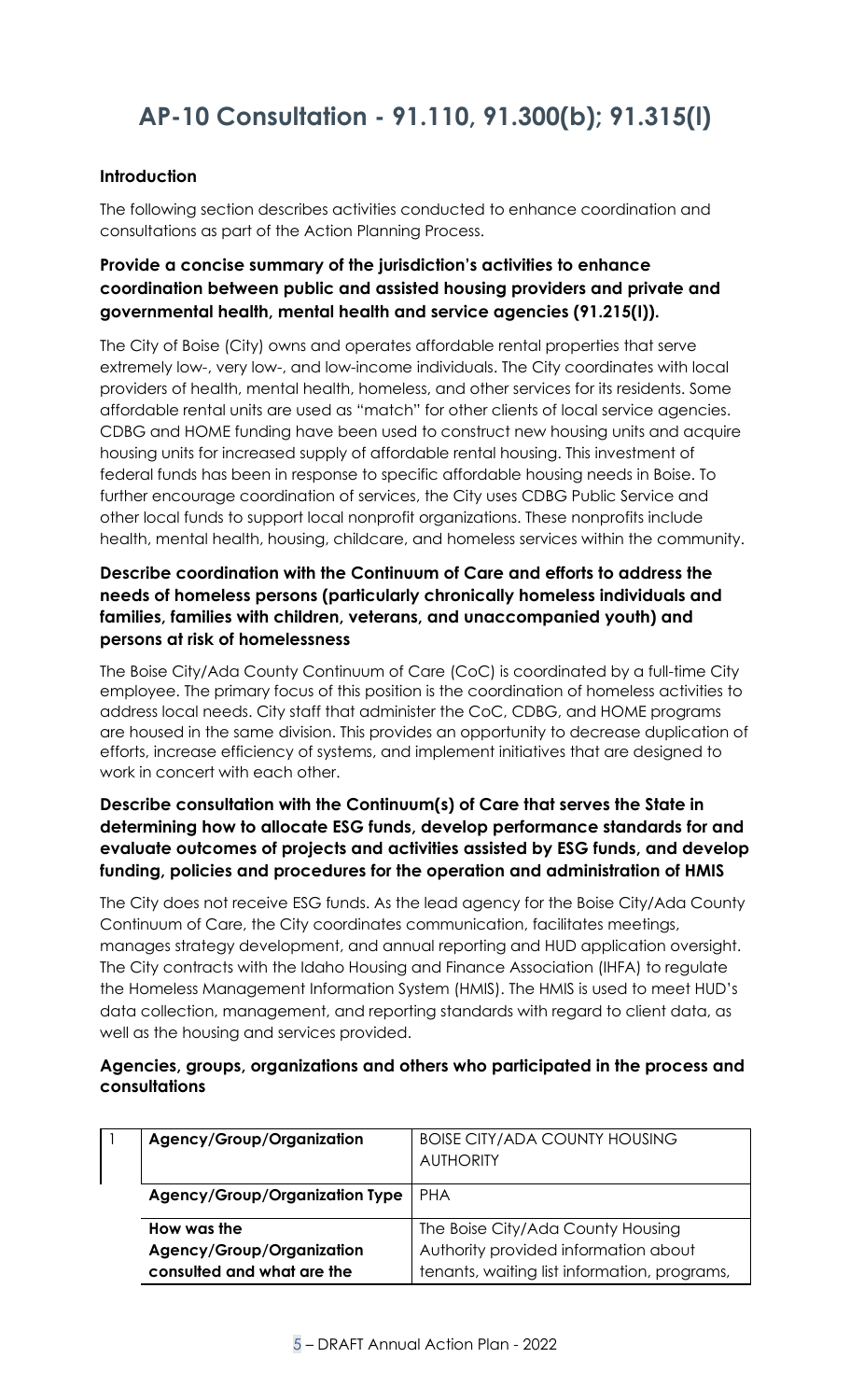# AP-10 Consultation - 91.110, 91.300(b); 91.315(l)

**Introduction**

The following section describes activities conducted to enhance coordination and consultations as part of the Action Planning Process.

### Provide a concise summary of the jurisdiction's activities to enhance coordination between public and assisted housing providers and private and governmental health, mental health and service agencies (91.215(l)).

The City of Boise (City) owns and operates affordable rental properties that serve extremely low-, very low-, and low-income individuals. The City coordinates with local providers of health, mental health, homeless, and other services for its residents. Some affordable rental units are used as "match" for other clients of local service agencies. CDBG and HOME funding have been used to construct new housing units and acquire housing units for increased supply of affordable rental housing. This investment of federal funds has been in response to specific affordable housing needs in Boise. To further encourage coordination of services, the City uses CDBG Public Service and other local funds to support local nonprofit organizations. These nonprofits include health, mental health, housing, childcare, and homeless services within the community.

### Describe coordination with the Continuum of Care and efforts to address the needs of homeless persons (particularly chronically homeless individuals and families, families with children, veterans, and unaccompanied youth) and persons at risk of homelessness

The Boise City/Ada County Continuum of Care (CoC) is coordinated by a full-time City employee. The primary focus of this position is the coordination of homeless activities to address local needs. City staff that administer the CoC, CDBG, and HOME programs are housed in the same division. This provides an opportunity to decrease duplication of efforts, increase efficiency of systems, and implement initiatives that are designed to work in concert with each other.

### Describe consultation with the Continuum(s) of Care that serves the State in determining how to allocate ESG funds, develop performance standards for and evaluate outcomes of projects and activities assisted by ESG funds, and develop funding, policies and procedures for the operation and administration of HMIS

The City does not receive ESG funds. As the lead agency for the Boise City/Ada County Continuum of Care, the City coordinates communication, facilitates meetings, manages strategy development, and annual reporting and HUD application oversight. The City contracts with the Idaho Housing and Finance Association (IHFA) to regulate the Homeless Management Information System (HMIS). The HMIS is used to meet HUD's data collection, management, and reporting standards with regard to client data, as well as the housing and services provided.

### Agencies, groups, organizations and others who participated in the process and consultations

| 1 | Agency/Group/Organization | BOISE CITY/ADA COUNTY HOUSING AUTHORITY |
|---|---|---|
| | **Agency/Group/Organization Type** | PHA |
| | **How was the Agency/Group/Organization consulted and what are the** | The Boise City/Ada County Housing Authority provided information about tenants, waiting list information, programs, |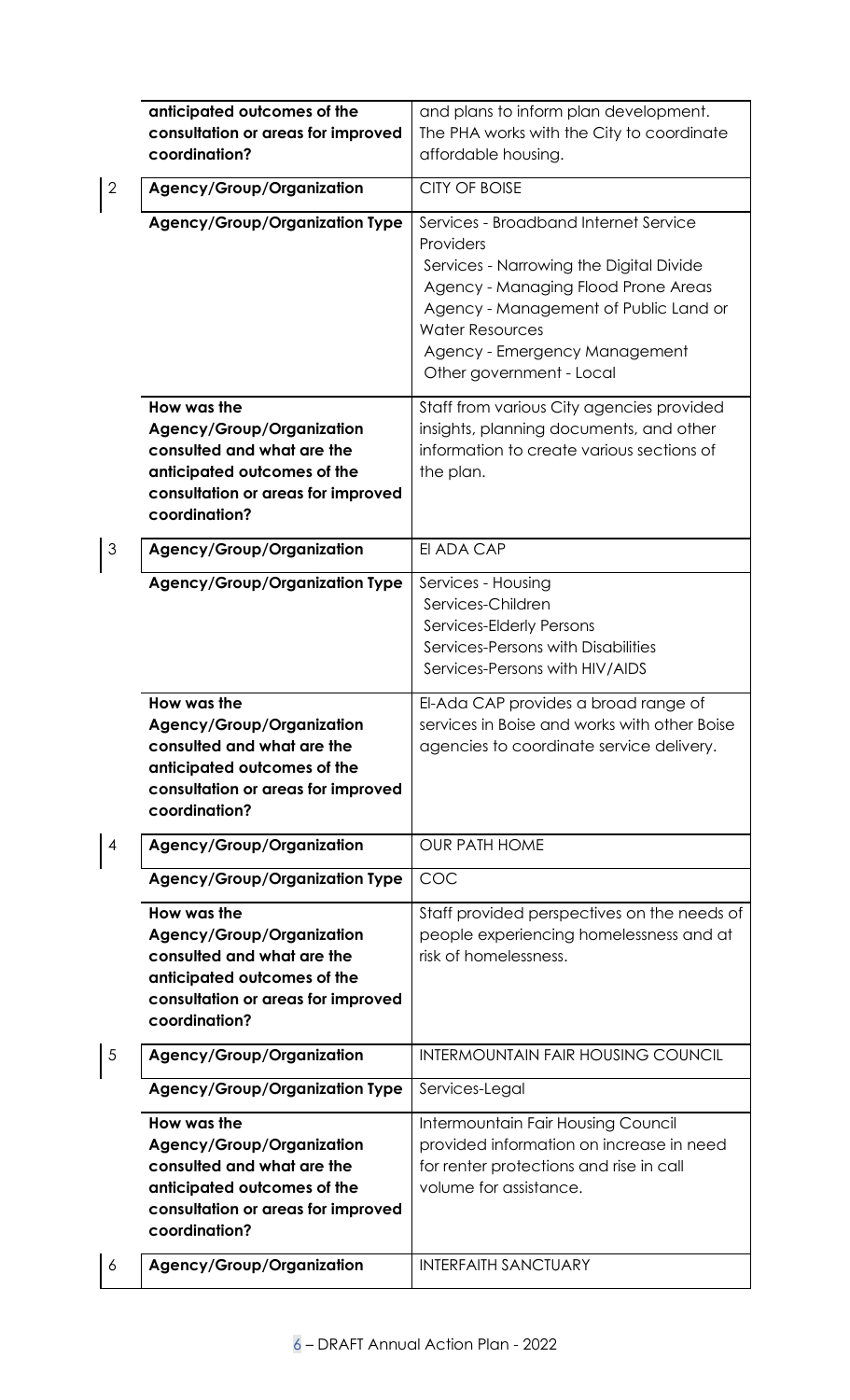| | | |
|---|---|---|
| | anticipated outcomes of the consultation or areas for improved coordination? | and plans to inform plan development. The PHA works with the City to coordinate affordable housing. |
| 2 | **Agency/Group/Organization** | CITY OF BOISE |
| | **Agency/Group/Organization Type** | Services - Broadband Internet Service Providers<br>Services - Narrowing the Digital Divide<br>Agency - Managing Flood Prone Areas<br>Agency - Management of Public Land or Water Resources<br>Agency - Emergency Management<br>Other government - Local |
| | **How was the Agency/Group/Organization consulted and what are the anticipated outcomes of the consultation or areas for improved coordination?** | Staff from various City agencies provided insights, planning documents, and other information to create various sections of the plan. |
| 3 | **Agency/Group/Organization** | El ADA CAP |
| | **Agency/Group/Organization Type** | Services - Housing<br>Services-Children<br>Services-Elderly Persons<br>Services-Persons with Disabilities<br>Services-Persons with HIV/AIDS |
| | **How was the Agency/Group/Organization consulted and what are the anticipated outcomes of the consultation or areas for improved coordination?** | El-Ada CAP provides a broad range of services in Boise and works with other Boise agencies to coordinate service delivery. |
| 4 | **Agency/Group/Organization** | OUR PATH HOME |
| | **Agency/Group/Organization Type** | COC |
| | **How was the Agency/Group/Organization consulted and what are the anticipated outcomes of the consultation or areas for improved coordination?** | Staff provided perspectives on the needs of people experiencing homelessness and at risk of homelessness. |
| 5 | **Agency/Group/Organization** | INTERMOUNTAIN FAIR HOUSING COUNCIL |
| | **Agency/Group/Organization Type** | Services-Legal |
| | **How was the Agency/Group/Organization consulted and what are the anticipated outcomes of the consultation or areas for improved coordination?** | Intermountain Fair Housing Council provided information on increase in need for renter protections and rise in call volume for assistance. |
| 6 | **Agency/Group/Organization** | INTERFAITH SANCTUARY |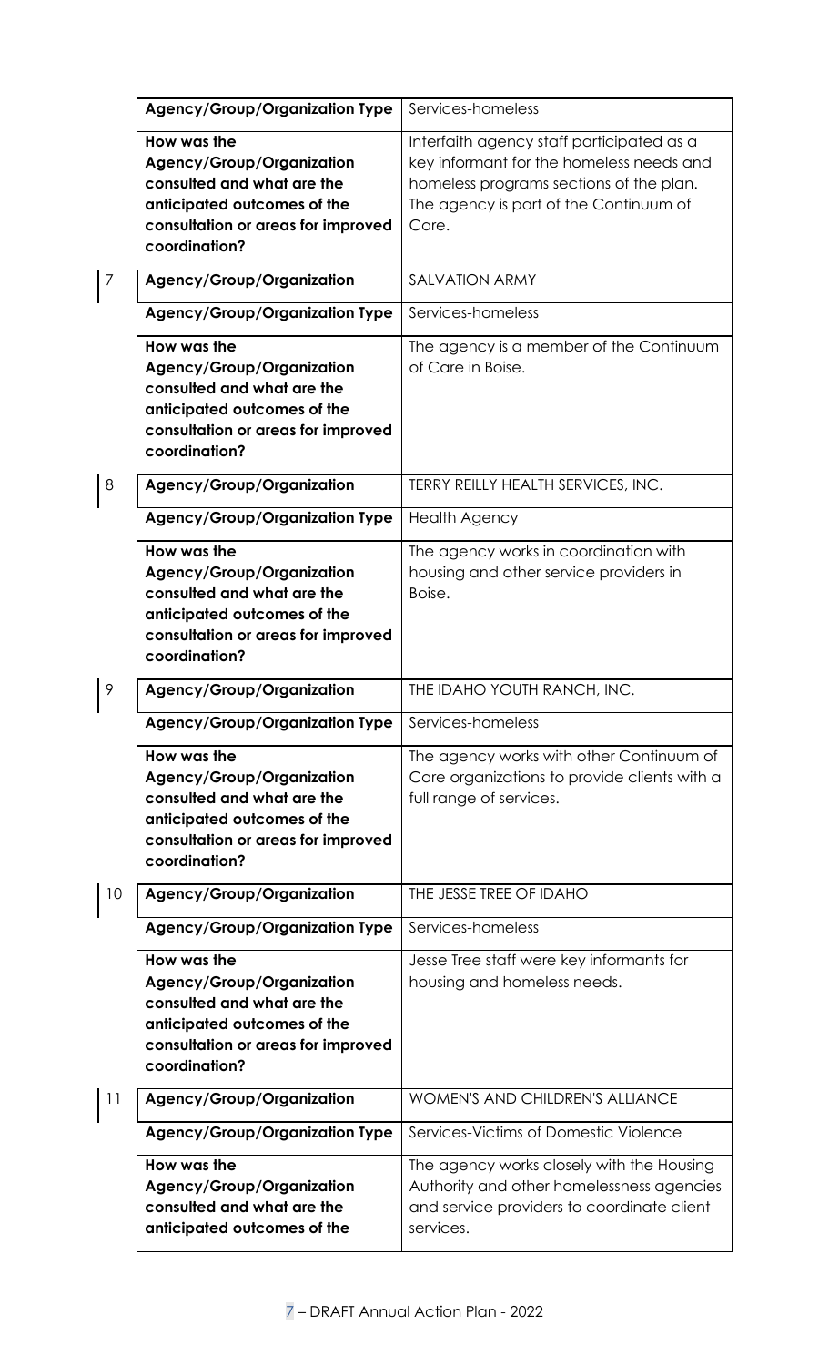| | | |
|---|---|---|
| | **Agency/Group/Organization Type** | Services-homeless |
| | **How was the Agency/Group/Organization consulted and what are the anticipated outcomes of the consultation or areas for improved coordination?** | Interfaith agency staff participated as a key informant for the homeless needs and homeless programs sections of the plan. The agency is part of the Continuum of Care. |
| 7 | **Agency/Group/Organization** | SALVATION ARMY |
| | **Agency/Group/Organization Type** | Services-homeless |
| | **How was the Agency/Group/Organization consulted and what are the anticipated outcomes of the consultation or areas for improved coordination?** | The agency is a member of the Continuum of Care in Boise. |
| 8 | **Agency/Group/Organization** | TERRY REILLY HEALTH SERVICES, INC. |
| | **Agency/Group/Organization Type** | Health Agency |
| | **How was the Agency/Group/Organization consulted and what are the anticipated outcomes of the consultation or areas for improved coordination?** | The agency works in coordination with housing and other service providers in Boise. |
| 9 | **Agency/Group/Organization** | THE IDAHO YOUTH RANCH, INC. |
| | **Agency/Group/Organization Type** | Services-homeless |
| | **How was the Agency/Group/Organization consulted and what are the anticipated outcomes of the consultation or areas for improved coordination?** | The agency works with other Continuum of Care organizations to provide clients with a full range of services. |
| 10 | **Agency/Group/Organization** | THE JESSE TREE OF IDAHO |
| | **Agency/Group/Organization Type** | Services-homeless |
| | **How was the Agency/Group/Organization consulted and what are the anticipated outcomes of the consultation or areas for improved coordination?** | Jesse Tree staff were key informants for housing and homeless needs. |
| 11 | **Agency/Group/Organization** | WOMEN'S AND CHILDREN'S ALLIANCE |
| | **Agency/Group/Organization Type** | Services-Victims of Domestic Violence |
| | **How was the Agency/Group/Organization consulted and what are the anticipated outcomes of the** | The agency works closely with the Housing Authority and other homelessness agencies and service providers to coordinate client services. |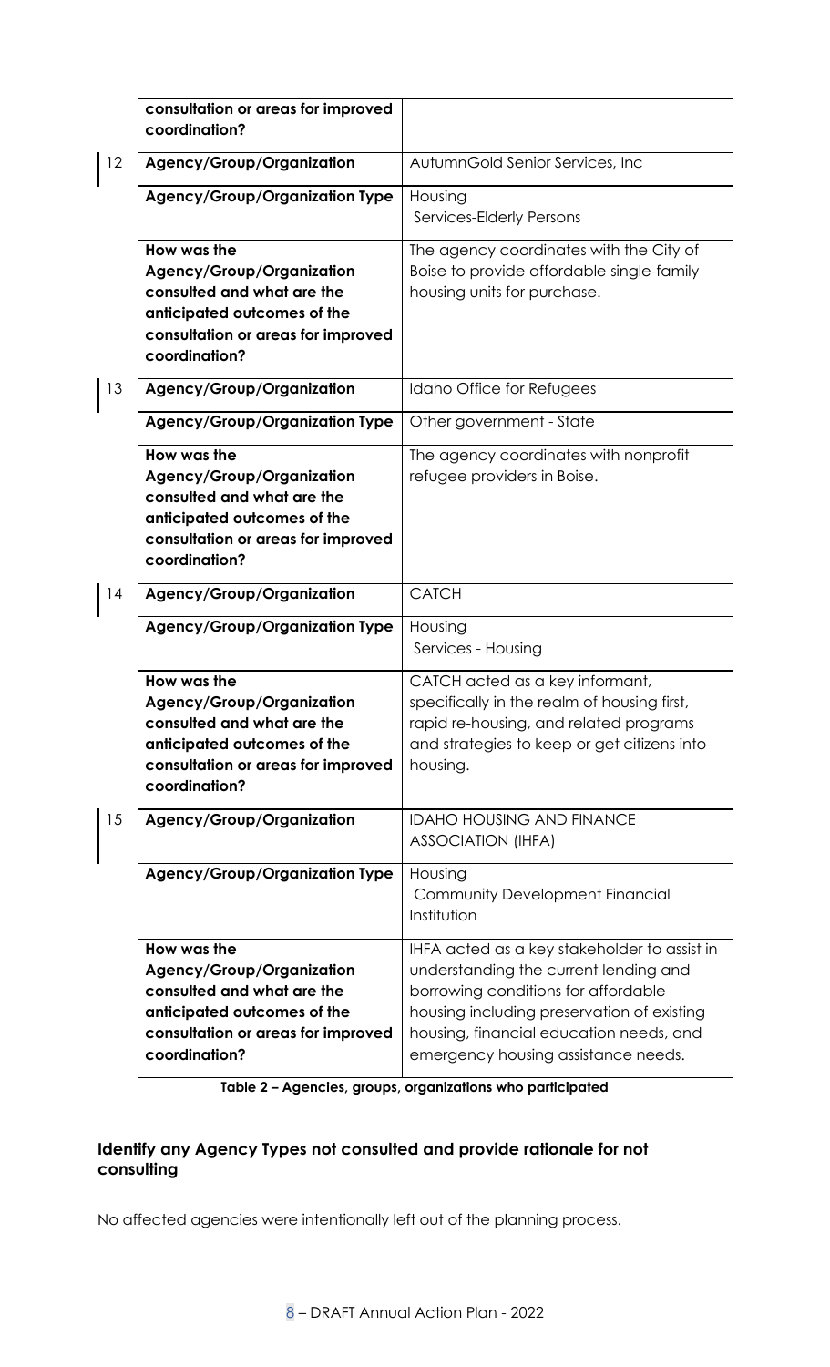| | | |
|---|---|---|
| | consultation or areas for improved coordination? | |
| 12 | **Agency/Group/Organization** | AutumnGold Senior Services, Inc |
| | **Agency/Group/Organization Type** | Housing<br>Services-Elderly Persons |
| | **How was the Agency/Group/Organization consulted and what are the anticipated outcomes of the consultation or areas for improved coordination?** | The agency coordinates with the City of Boise to provide affordable single-family housing units for purchase. |
| 13 | **Agency/Group/Organization** | Idaho Office for Refugees |
| | **Agency/Group/Organization Type** | Other government - State |
| | **How was the Agency/Group/Organization consulted and what are the anticipated outcomes of the consultation or areas for improved coordination?** | The agency coordinates with nonprofit refugee providers in Boise. |
| 14 | **Agency/Group/Organization** | CATCH |
| | **Agency/Group/Organization Type** | Housing<br>Services - Housing |
| | **How was the Agency/Group/Organization consulted and what are the anticipated outcomes of the consultation or areas for improved coordination?** | CATCH acted as a key informant, specifically in the realm of housing first, rapid re-housing, and related programs and strategies to keep or get citizens into housing. |
| 15 | **Agency/Group/Organization** | IDAHO HOUSING AND FINANCE ASSOCIATION (IHFA) |
| | **Agency/Group/Organization Type** | Housing<br>Community Development Financial Institution |
| | **How was the Agency/Group/Organization consulted and what are the anticipated outcomes of the consultation or areas for improved coordination?** | IHFA acted as a key stakeholder to assist in understanding the current lending and borrowing conditions for affordable housing including preservation of existing housing, financial education needs, and emergency housing assistance needs. |

**Table 2 – Agencies, groups, organizations who participated**

### Identify any Agency Types not consulted and provide rationale for not consulting

No affected agencies were intentionally left out of the planning process.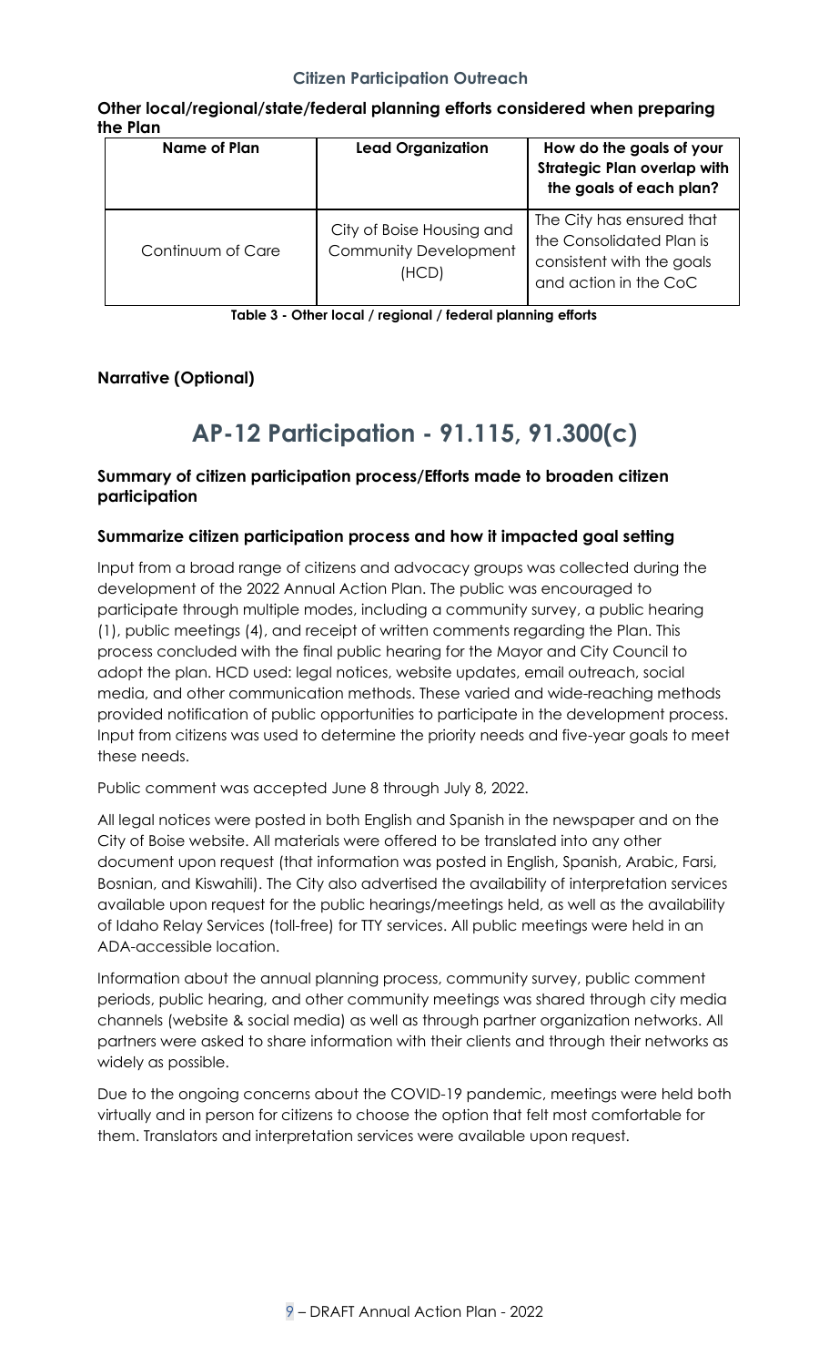### Citizen Participation Outreach

**Other local/regional/state/federal planning efforts considered when preparing the Plan**

| Name of Plan | Lead Organization | How do the goals of your Strategic Plan overlap with the goals of each plan? |
|---|---|---|
| Continuum of Care | City of Boise Housing and Community Development (HCD) | The City has ensured that the Consolidated Plan is consistent with the goals and action in the CoC |

**Table 3 - Other local / regional / federal planning efforts**

**Narrative (Optional)**

# AP-12 Participation - 91.115, 91.300(c)

**Summary of citizen participation process/Efforts made to broaden citizen participation**

**Summarize citizen participation process and how it impacted goal setting**

Input from a broad range of citizens and advocacy groups was collected during the development of the 2022 Annual Action Plan. The public was encouraged to participate through multiple modes, including a community survey, a public hearing (1), public meetings (4), and receipt of written comments regarding the Plan. This process concluded with the final public hearing for the Mayor and City Council to adopt the plan. HCD used: legal notices, website updates, email outreach, social media, and other communication methods. These varied and wide-reaching methods provided notification of public opportunities to participate in the development process. Input from citizens was used to determine the priority needs and five-year goals to meet these needs.

Public comment was accepted June 8 through July 8, 2022.

All legal notices were posted in both English and Spanish in the newspaper and on the City of Boise website. All materials were offered to be translated into any other document upon request (that information was posted in English, Spanish, Arabic, Farsi, Bosnian, and Kiswahili). The City also advertised the availability of interpretation services available upon request for the public hearings/meetings held, as well as the availability of Idaho Relay Services (toll-free) for TTY services. All public meetings were held in an ADA-accessible location.

Information about the annual planning process, community survey, public comment periods, public hearing, and other community meetings was shared through city media channels (website & social media) as well as through partner organization networks. All partners were asked to share information with their clients and through their networks as widely as possible.

Due to the ongoing concerns about the COVID-19 pandemic, meetings were held both virtually and in person for citizens to choose the option that felt most comfortable for them. Translators and interpretation services were available upon request.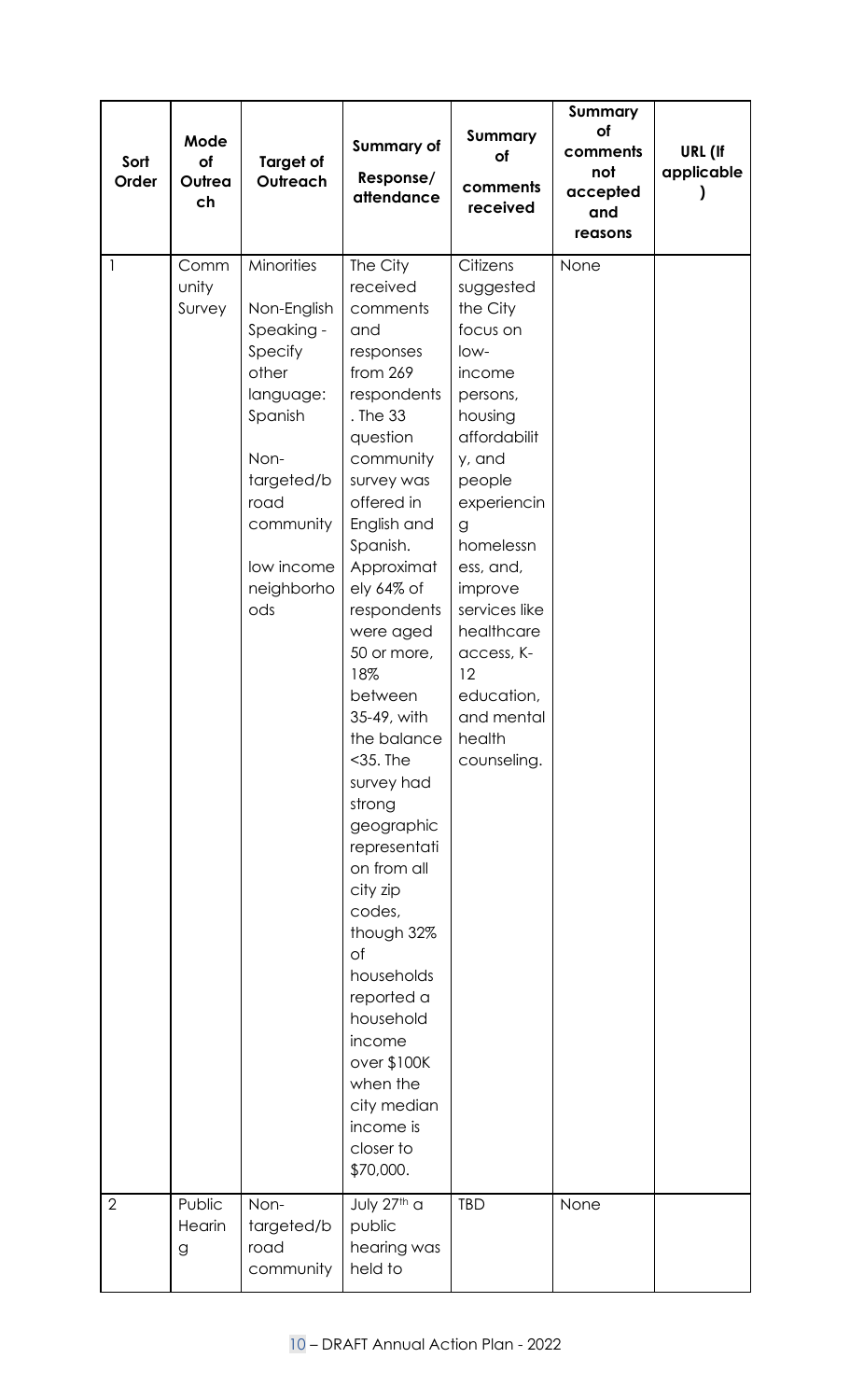| Sort Order | Mode of Outreach | Target of Outreach | Summary of Response/ attendance | Summary of comments received | Summary of comments not accepted and reasons | URL (If applicable) |
|---|---|---|---|---|---|---|
| 1 | Community Survey | Minorities<br><br>Non-English Speaking - Specify other language: Spanish<br><br>Non-targeted/broad community<br><br>low income neighborhoods | The City received comments and responses from 269 respondents. The 33 question community survey was offered in English and Spanish. Approximately 64% of respondents were aged 50 or more, 18% between 35-49, with the balance <35. The survey had strong geographic representation from all city zip codes, though 32% of households reported a household income over $100K when the city median income is closer to $70,000. | Citizens suggested the City focus on low-income persons, housing affordability, and people experiencing homelessness, and, improve services like healthcare access, K-12 education, and mental health counseling. | None | |
| 2 | Public Hearing | Non-targeted/broad community | July 27th a public hearing was held to | TBD | None | |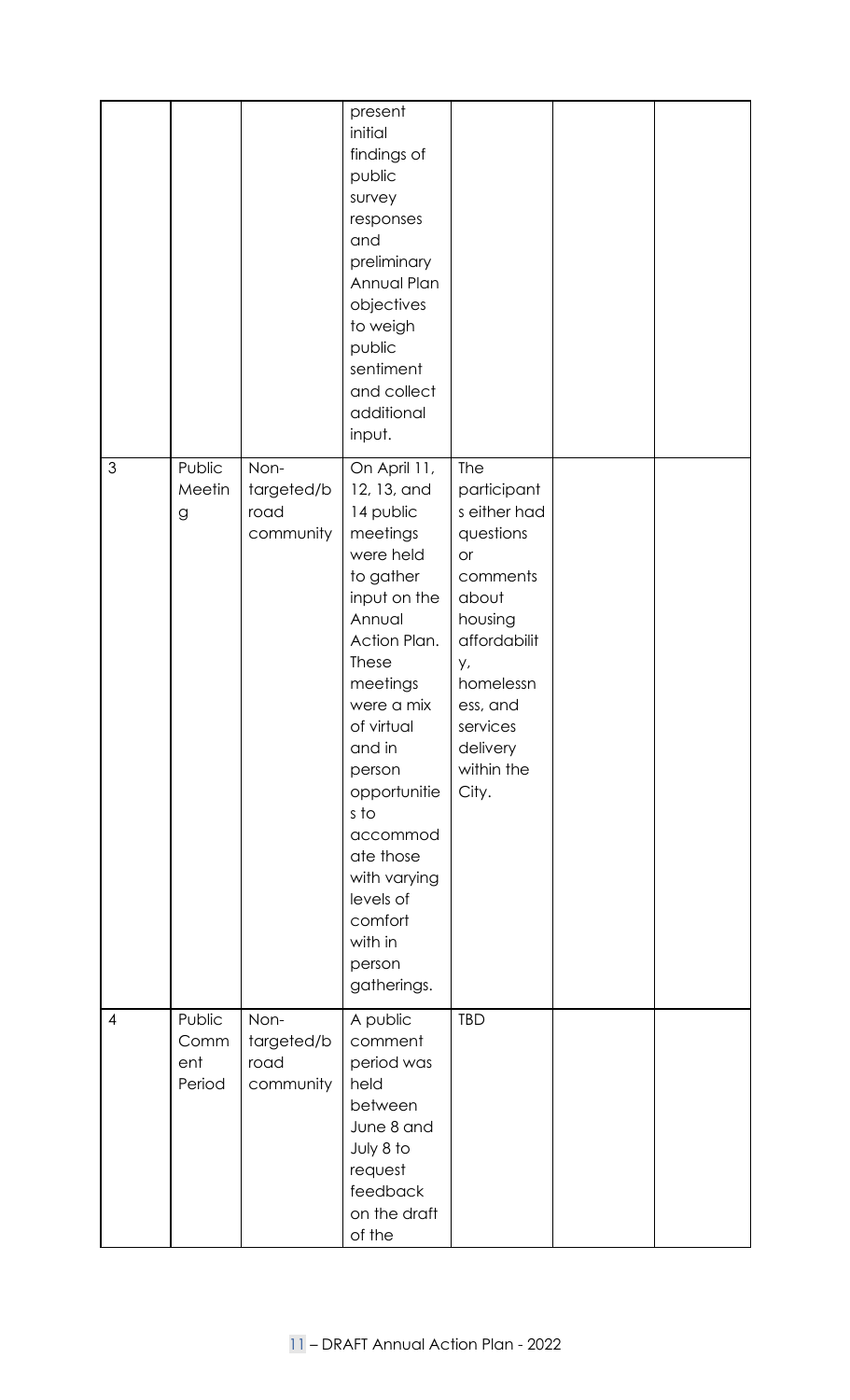|  |  |  | present initial findings of public survey responses and preliminary Annual Plan objectives to weigh public sentiment and collect additional input. |  |  |  |
|---|---|---|---|---|---|---|
| 3 | Public Meeting | Non-targeted/broad community | On April 11, 12, 13, and 14 public meetings were held to gather input on the Annual Action Plan. These meetings were a mix of virtual and in person opportunities to accommodate those with varying levels of comfort with in person gatherings. | The participants either had questions or comments about housing affordability, homelessness, and services delivery within the City. |  |  |
| 4 | Public Comment Period | Non-targeted/broad community | A public comment period was held between June 8 and July 8 to request feedback on the draft of the | TBD |  |  |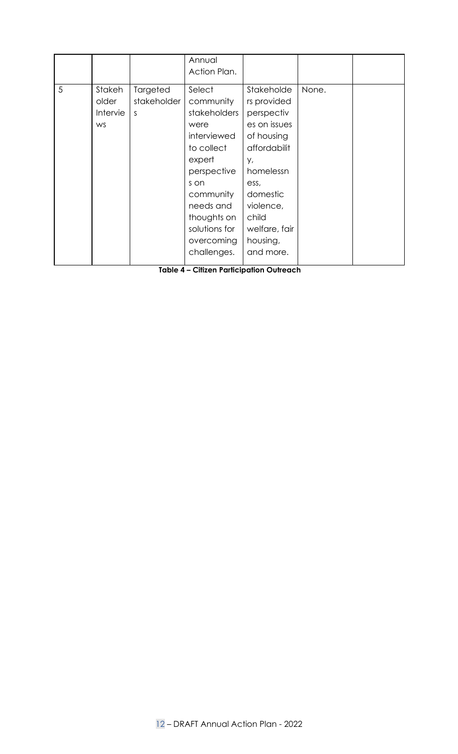| | | | Annual Action Plan. | | | |
|---|---|---|---|---|---|---|
| 5 | Stakeholder Interviews | Targeted stakeholders | Select community stakeholders were interviewed to collect expert perspectives on community needs and thoughts on solutions for overcoming challenges. | Stakeholders provided perspectives on issues of housing affordability, homelessness, domestic violence, child welfare, fair housing, and more. | None. | |

**Table 4 – Citizen Participation Outreach**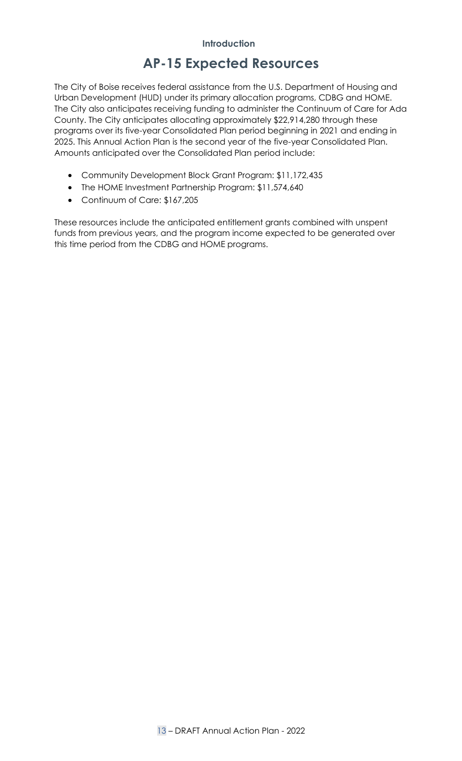**Introduction**

# AP-15 Expected Resources

The City of Boise receives federal assistance from the U.S. Department of Housing and Urban Development (HUD) under its primary allocation programs, CDBG and HOME. The City also anticipates receiving funding to administer the Continuum of Care for Ada County. The City anticipates allocating approximately $22,914,280 through these programs over its five-year Consolidated Plan period beginning in 2021 and ending in 2025. This Annual Action Plan is the second year of the five-year Consolidated Plan. Amounts anticipated over the Consolidated Plan period include:

- Community Development Block Grant Program: $11,172,435
- The HOME Investment Partnership Program: $11,574,640
- Continuum of Care: $167,205

These resources include the anticipated entitlement grants combined with unspent funds from previous years, and the program income expected to be generated over this time period from the CDBG and HOME programs.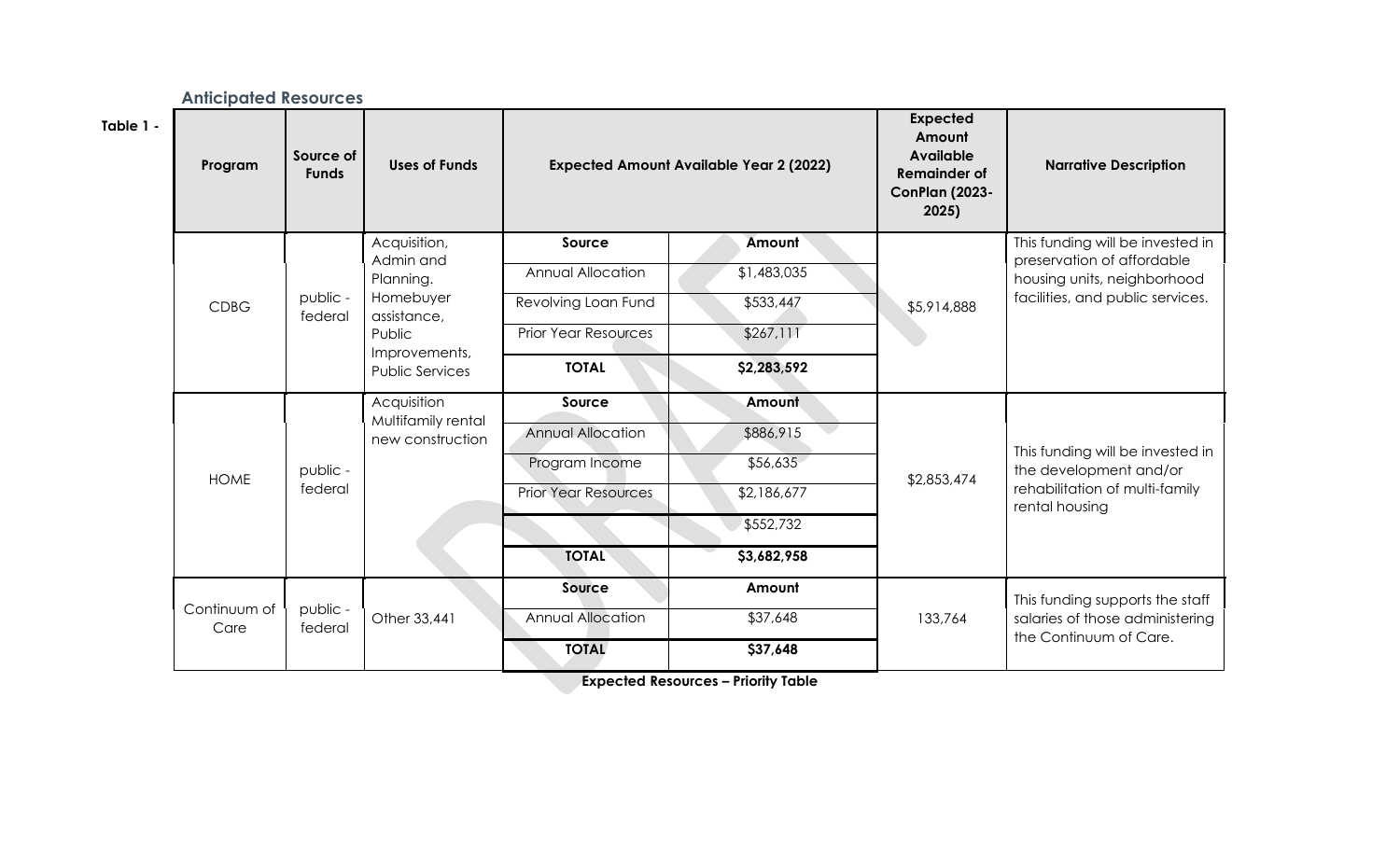### Anticipated Resources

**Table 1 -**

| Program | Source of Funds | Uses of Funds | Expected Amount Available Year 2 (2022) | | Expected Amount Available Remainder of ConPlan (2023-2025) | Narrative Description |
|---|---|---|---|---|---|---|
| CDBG | public - federal | Acquisition, Admin and Planning. Homebuyer assistance, Public Improvements, Public Services | **Source** | **Amount** | $5,914,888 | This funding will be invested in preservation of affordable housing units, neighborhood facilities, and public services. |
| | | | Annual Allocation | $1,483,035 | | |
| | | | Revolving Loan Fund | $533,447 | | |
| | | | Prior Year Resources | $267,111 | | |
| | | | **TOTAL** | **$2,283,592** | | |
| HOME | public - federal | Acquisition Multifamily rental new construction | **Source** | **Amount** | $2,853,474 | This funding will be invested in the development and/or rehabilitation of multi-family rental housing |
| | | | Annual Allocation | $886,915 | | |
| | | | Program Income | $56,635 | | |
| | | | Prior Year Resources | $2,186,677 | | |
| | | | | $552,732 | | |
| | | | **TOTAL** | **$3,682,958** | | |
| Continuum of Care | public - federal | Other 33,441 | **Source** | **Amount** | 133,764 | This funding supports the staff salaries of those administering the Continuum of Care. |
| | | | Annual Allocation | $37,648 | | |
| | | | **TOTAL** | **$37,648** | | |

**Expected Resources – Priority Table**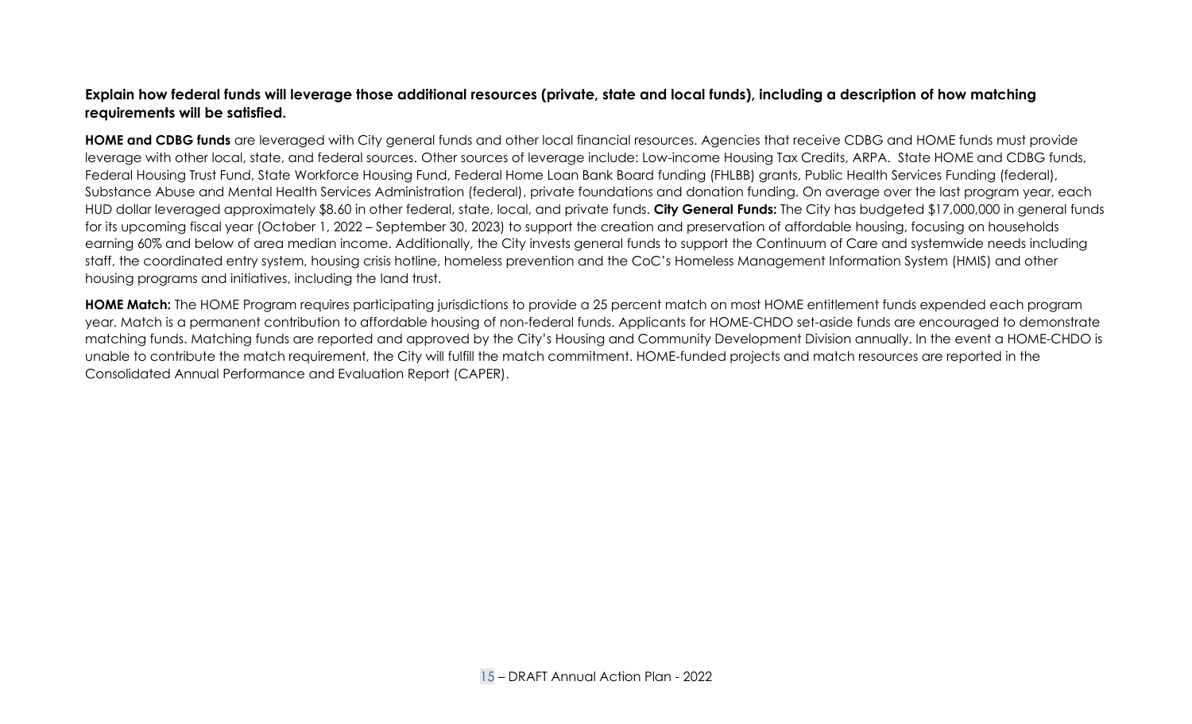**Explain how federal funds will leverage those additional resources (private, state and local funds), including a description of how matching requirements will be satisfied.**

**HOME and CDBG funds** are leveraged with City general funds and other local financial resources. Agencies that receive CDBG and HOME funds must provide leverage with other local, state, and federal sources. Other sources of leverage include: Low-income Housing Tax Credits, ARPA. State HOME and CDBG funds, Federal Housing Trust Fund, State Workforce Housing Fund, Federal Home Loan Bank Board funding (FHLBB) grants, Public Health Services Funding (federal), Substance Abuse and Mental Health Services Administration (federal), private foundations and donation funding. On average over the last program year, each HUD dollar leveraged approximately $8.60 in other federal, state, local, and private funds. **City General Funds:** The City has budgeted $17,000,000 in general funds for its upcoming fiscal year (October 1, 2022 – September 30, 2023) to support the creation and preservation of affordable housing, focusing on households earning 60% and below of area median income. Additionally, the City invests general funds to support the Continuum of Care and systemwide needs including staff, the coordinated entry system, housing crisis hotline, homeless prevention and the CoC's Homeless Management Information System (HMIS) and other housing programs and initiatives, including the land trust.

**HOME Match:** The HOME Program requires participating jurisdictions to provide a 25 percent match on most HOME entitlement funds expended each program year. Match is a permanent contribution to affordable housing of non-federal funds. Applicants for HOME-CHDO set-aside funds are encouraged to demonstrate matching funds. Matching funds are reported and approved by the City's Housing and Community Development Division annually. In the event a HOME-CHDO is unable to contribute the match requirement, the City will fulfill the match commitment. HOME-funded projects and match resources are reported in the Consolidated Annual Performance and Evaluation Report (CAPER).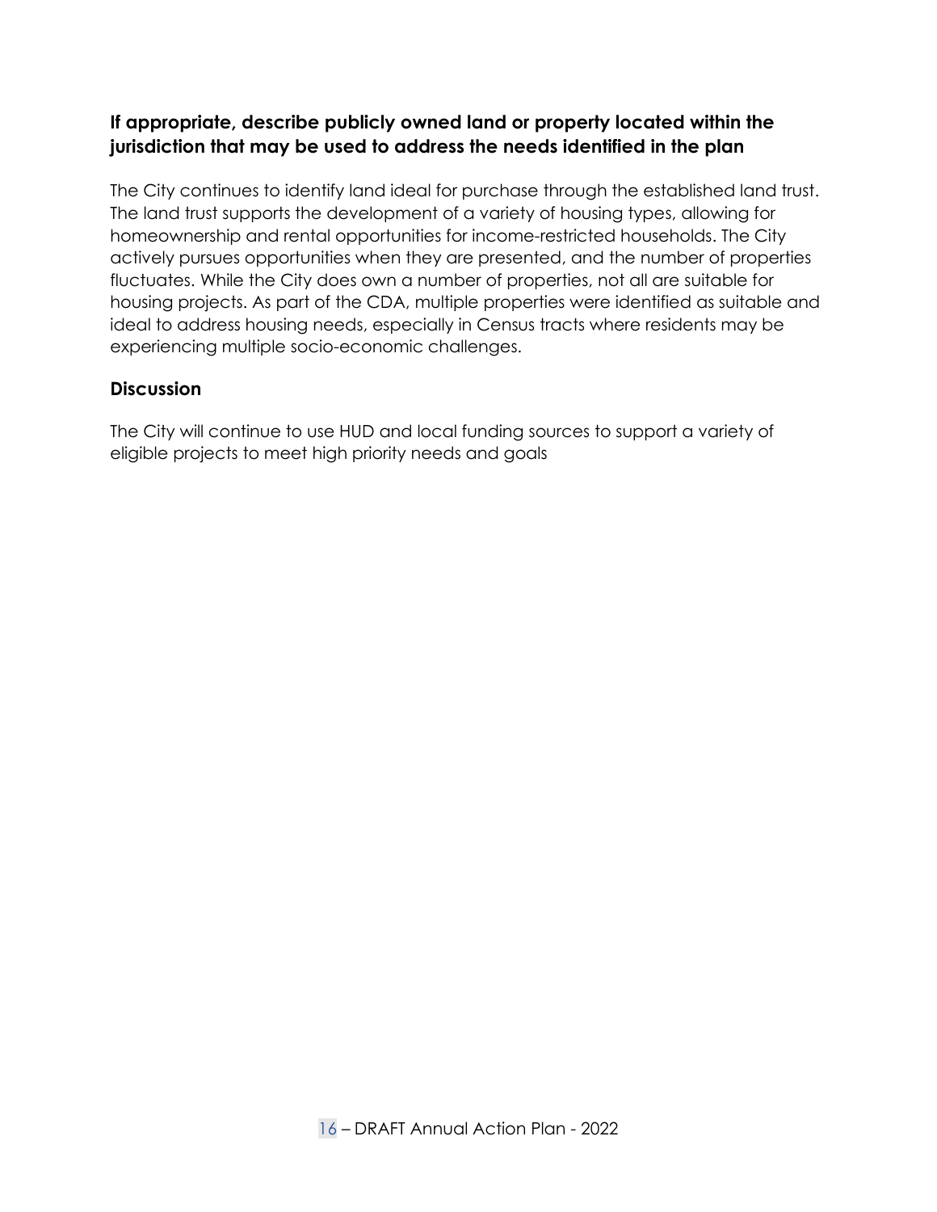### If appropriate, describe publicly owned land or property located within the jurisdiction that may be used to address the needs identified in the plan

The City continues to identify land ideal for purchase through the established land trust. The land trust supports the development of a variety of housing types, allowing for homeownership and rental opportunities for income-restricted households. The City actively pursues opportunities when they are presented, and the number of properties fluctuates. While the City does own a number of properties, not all are suitable for housing projects. As part of the CDA, multiple properties were identified as suitable and ideal to address housing needs, especially in Census tracts where residents may be experiencing multiple socio-economic challenges.

### Discussion

The City will continue to use HUD and local funding sources to support a variety of eligible projects to meet high priority needs and goals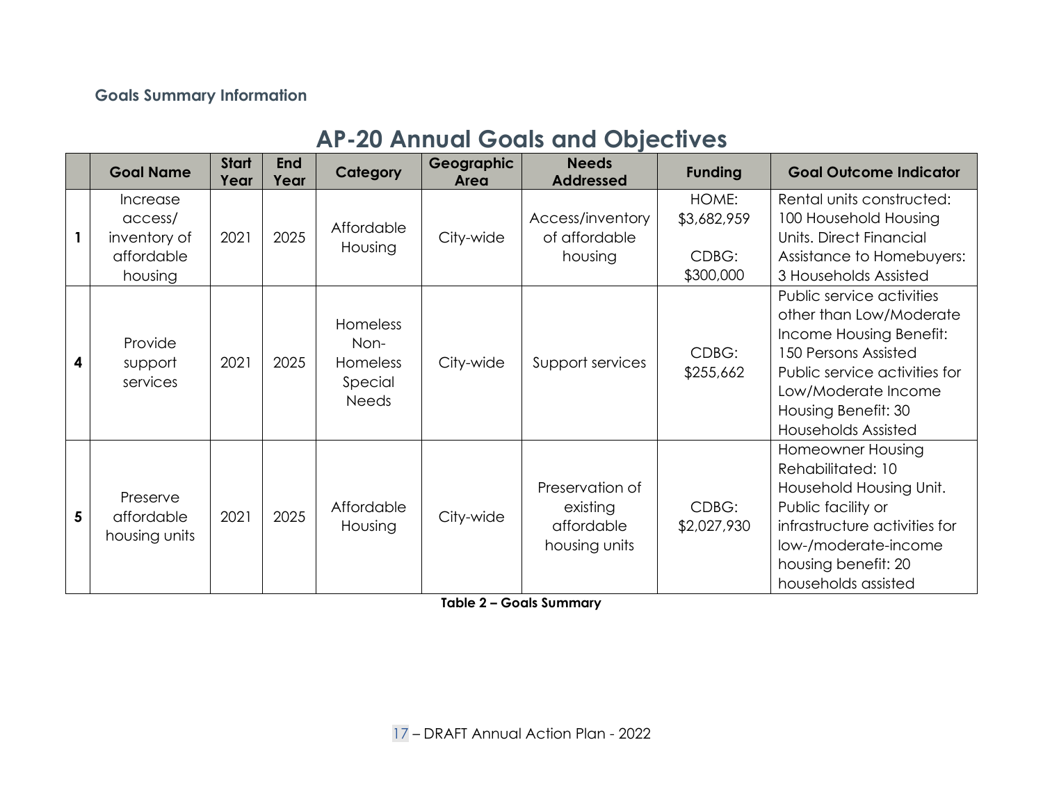**Goals Summary Information**

## AP-20 Annual Goals and Objectives

| | Goal Name | Start Year | End Year | Category | Geographic Area | Needs Addressed | Funding | Goal Outcome Indicator |
|---|---|---|---|---|---|---|---|---|
| 1 | Increase access/ inventory of affordable housing | 2021 | 2025 | Affordable Housing | City-wide | Access/inventory of affordable housing | HOME: $3,682,959 CDBG: $300,000 | Rental units constructed: 100 Household Housing Units. Direct Financial Assistance to Homebuyers: 3 Households Assisted |
| 4 | Provide support services | 2021 | 2025 | Homeless Non-Homeless Special Needs | City-wide | Support services | CDBG: $255,662 | Public service activities other than Low/Moderate Income Housing Benefit: 150 Persons Assisted Public service activities for Low/Moderate Income Housing Benefit: 30 Households Assisted |
| 5 | Preserve affordable housing units | 2021 | 2025 | Affordable Housing | City-wide | Preservation of existing affordable housing units | CDBG: $2,027,930 | Homeowner Housing Rehabilitated: 10 Household Housing Unit. Public facility or infrastructure activities for low-/moderate-income housing benefit: 20 households assisted |

**Table 2 – Goals Summary**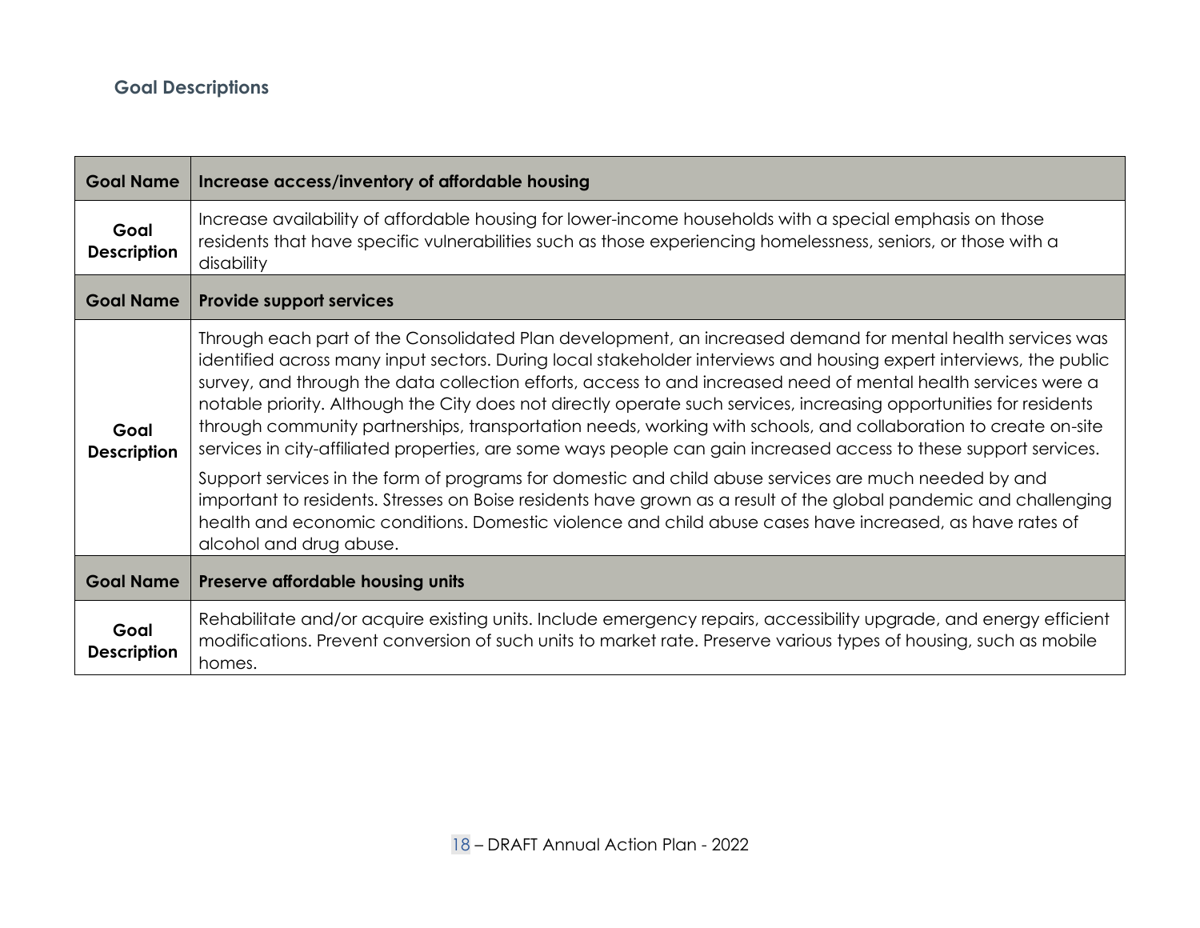### Goal Descriptions

| Goal Name | Increase access/inventory of affordable housing |
|---|---|
| **Goal Description** | Increase availability of affordable housing for lower-income households with a special emphasis on those residents that have specific vulnerabilities such as those experiencing homelessness, seniors, or those with a disability |
| **Goal Name** | **Provide support services** |
| **Goal Description** | Through each part of the Consolidated Plan development, an increased demand for mental health services was identified across many input sectors. During local stakeholder interviews and housing expert interviews, the public survey, and through the data collection efforts, access to and increased need of mental health services were a notable priority. Although the City does not directly operate such services, increasing opportunities for residents through community partnerships, transportation needs, working with schools, and collaboration to create on-site services in city-affiliated properties, are some ways people can gain increased access to these support services.<br><br>Support services in the form of programs for domestic and child abuse services are much needed by and important to residents. Stresses on Boise residents have grown as a result of the global pandemic and challenging health and economic conditions. Domestic violence and child abuse cases have increased, as have rates of alcohol and drug abuse. |
| **Goal Name** | **Preserve affordable housing units** |
| **Goal Description** | Rehabilitate and/or acquire existing units. Include emergency repairs, accessibility upgrade, and energy efficient modifications. Prevent conversion of such units to market rate. Preserve various types of housing, such as mobile homes. |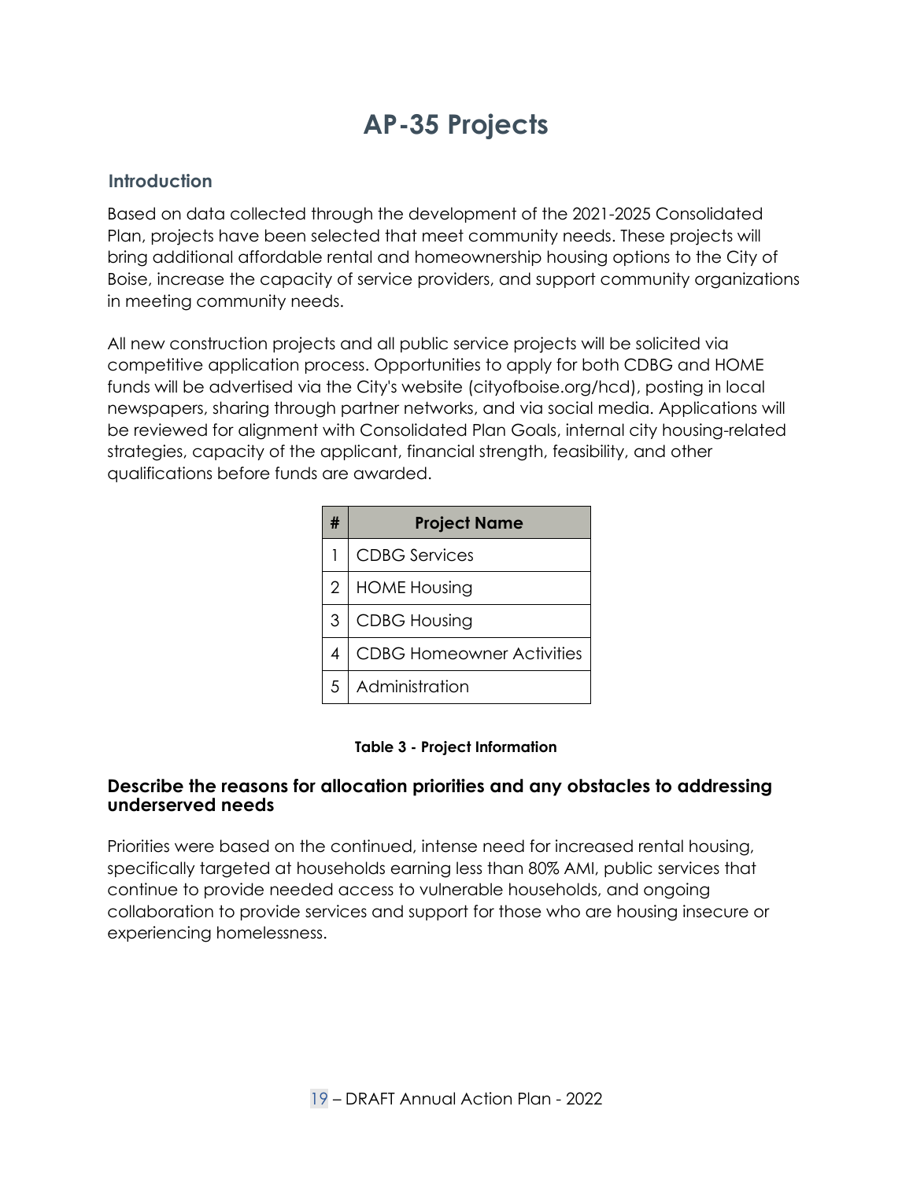# AP-35 Projects

## Introduction

Based on data collected through the development of the 2021-2025 Consolidated Plan, projects have been selected that meet community needs. These projects will bring additional affordable rental and homeownership housing options to the City of Boise, increase the capacity of service providers, and support community organizations in meeting community needs.

All new construction projects and all public service projects will be solicited via competitive application process. Opportunities to apply for both CDBG and HOME funds will be advertised via the City's website (cityofboise.org/hcd), posting in local newspapers, sharing through partner networks, and via social media. Applications will be reviewed for alignment with Consolidated Plan Goals, internal city housing-related strategies, capacity of the applicant, financial strength, feasibility, and other qualifications before funds are awarded.

| # | Project Name |
|---|---|
| 1 | CDBG Services |
| 2 | HOME Housing |
| 3 | CDBG Housing |
| 4 | CDBG Homeowner Activities |
| 5 | Administration |

**Table 3 - Project Information**

### Describe the reasons for allocation priorities and any obstacles to addressing underserved needs

Priorities were based on the continued, intense need for increased rental housing, specifically targeted at households earning less than 80% AMI, public services that continue to provide needed access to vulnerable households, and ongoing collaboration to provide services and support for those who are housing insecure or experiencing homelessness.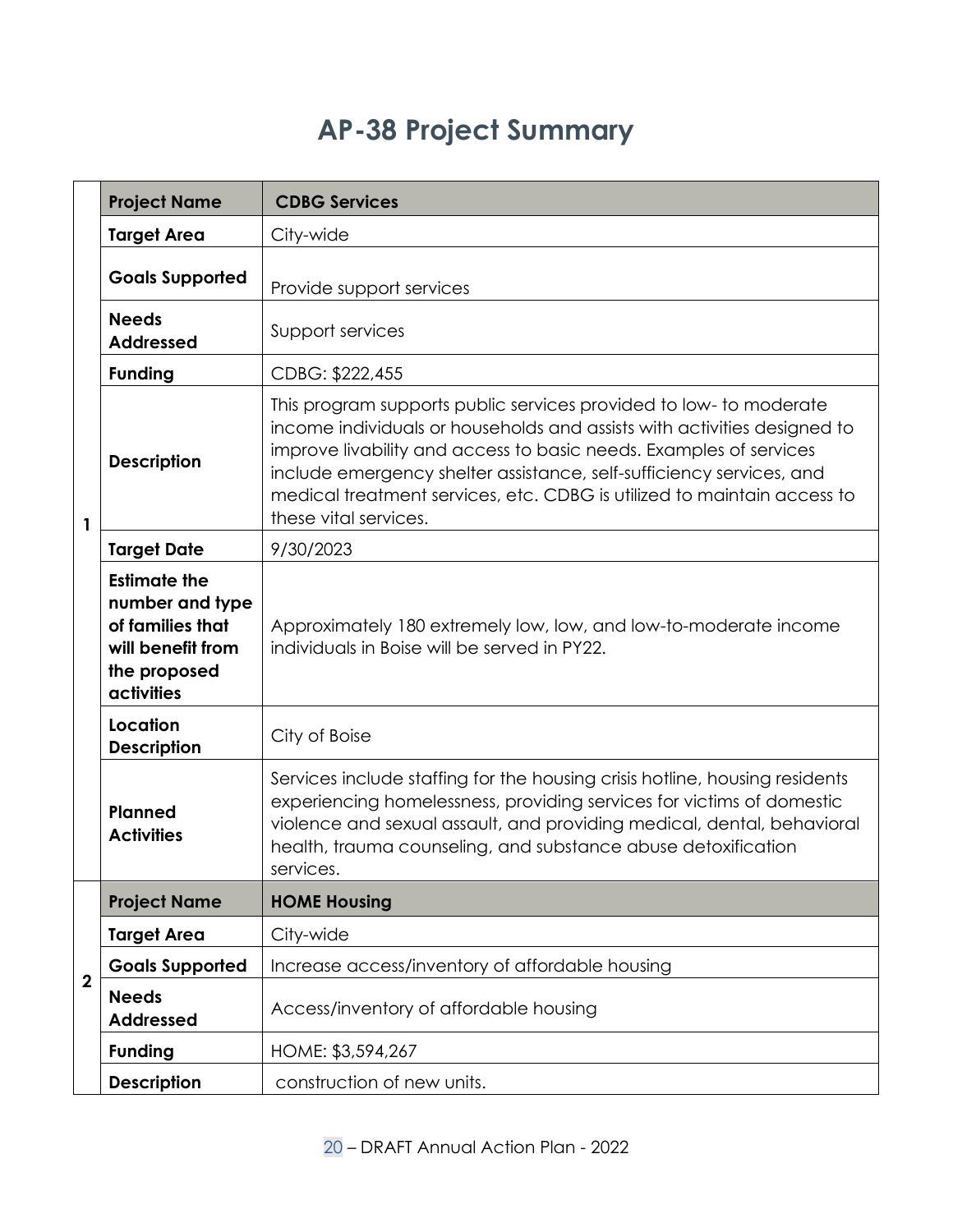# AP-38 Project Summary

| | | |
|---|---|---|
| 1 | **Project Name** | **CDBG Services** |
| | **Target Area** | City-wide |
| | **Goals Supported** | Provide support services |
| | **Needs Addressed** | Support services |
| | **Funding** | CDBG: $222,455 |
| | **Description** | This program supports public services provided to low- to moderate income individuals or households and assists with activities designed to improve livability and access to basic needs. Examples of services include emergency shelter assistance, self-sufficiency services, and medical treatment services, etc. CDBG is utilized to maintain access to these vital services. |
| | **Target Date** | 9/30/2023 |
| | **Estimate the number and type of families that will benefit from the proposed activities** | Approximately 180 extremely low, low, and low-to-moderate income individuals in Boise will be served in PY22. |
| | **Location Description** | City of Boise |
| | **Planned Activities** | Services include staffing for the housing crisis hotline, housing residents experiencing homelessness, providing services for victims of domestic violence and sexual assault, and providing medical, dental, behavioral health, trauma counseling, and substance abuse detoxification services. |
| 2 | **Project Name** | **HOME Housing** |
| | **Target Area** | City-wide |
| | **Goals Supported** | Increase access/inventory of affordable housing |
| | **Needs Addressed** | Access/inventory of affordable housing |
| | **Funding** | HOME: $3,594,267 |
| | **Description** | construction of new units. |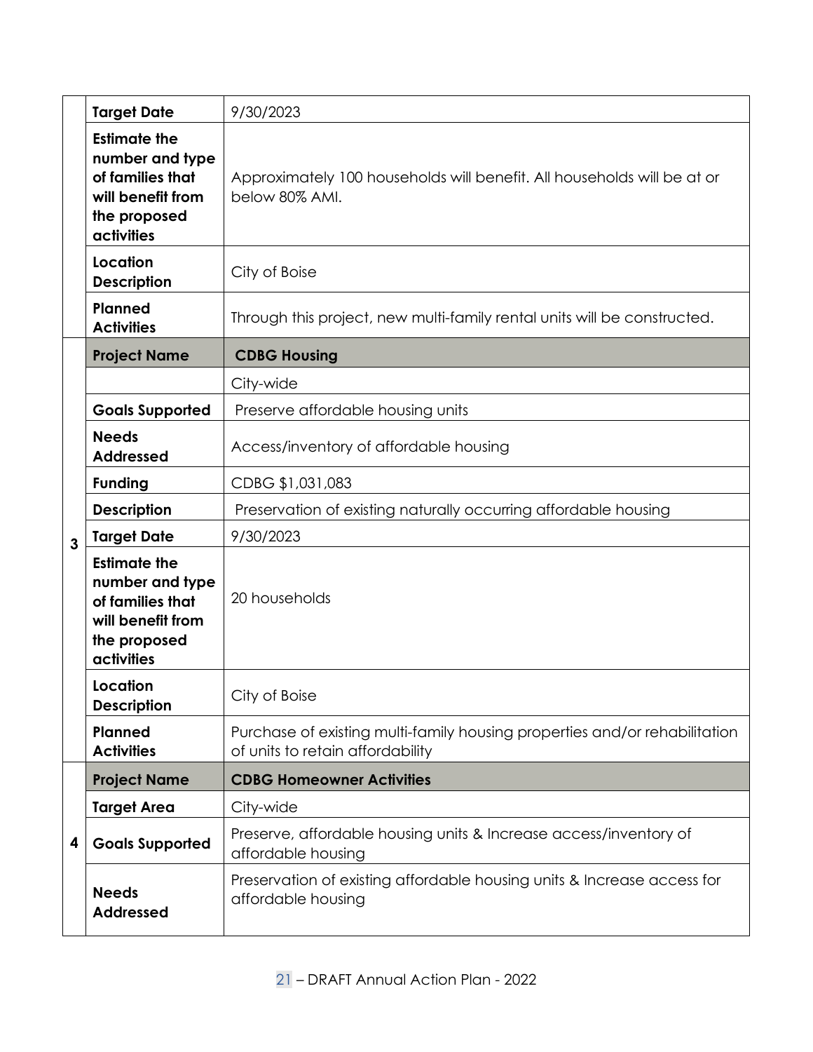| | | |
|---|---|---|
| | **Target Date** | 9/30/2023 |
| | **Estimate the number and type of families that will benefit from the proposed activities** | Approximately 100 households will benefit. All households will be at or below 80% AMI. |
| | **Location Description** | City of Boise |
| | **Planned Activities** | Through this project, new multi-family rental units will be constructed. |
| 3 | **Project Name** | **CDBG Housing** |
| | | City-wide |
| | **Goals Supported** | Preserve affordable housing units |
| | **Needs Addressed** | Access/inventory of affordable housing |
| | **Funding** | CDBG $1,031,083 |
| | **Description** | Preservation of existing naturally occurring affordable housing |
| | **Target Date** | 9/30/2023 |
| | **Estimate the number and type of families that will benefit from the proposed activities** | 20 households |
| | **Location Description** | City of Boise |
| | **Planned Activities** | Purchase of existing multi-family housing properties and/or rehabilitation of units to retain affordability |
| 4 | **Project Name** | **CDBG Homeowner Activities** |
| | **Target Area** | City-wide |
| | **Goals Supported** | Preserve, affordable housing units & Increase access/inventory of affordable housing |
| | **Needs Addressed** | Preservation of existing affordable housing units & Increase access for affordable housing |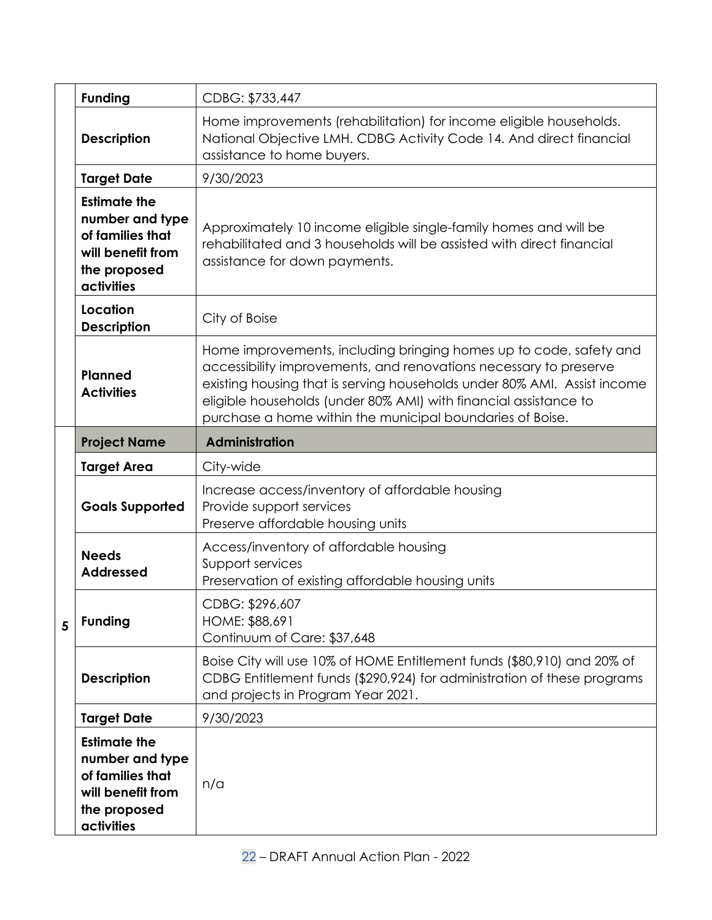| | | |
|---|---|---|
| | **Funding** | CDBG: $733,447 |
| | **Description** | Home improvements (rehabilitation) for income eligible households. National Objective LMH. CDBG Activity Code 14. And direct financial assistance to home buyers. |
| | **Target Date** | 9/30/2023 |
| | **Estimate the number and type of families that will benefit from the proposed activities** | Approximately 10 income eligible single-family homes and will be rehabilitated and 3 households will be assisted with direct financial assistance for down payments. |
| | **Location Description** | City of Boise |
| | **Planned Activities** | Home improvements, including bringing homes up to code, safety and accessibility improvements, and renovations necessary to preserve existing housing that is serving households under 80% AMI. Assist income eligible households (under 80% AMI) with financial assistance to purchase a home within the municipal boundaries of Boise. |
| 5 | **Project Name** | **Administration** |
| | **Target Area** | City-wide |
| | **Goals Supported** | Increase access/inventory of affordable housing<br>Provide support services<br>Preserve affordable housing units |
| | **Needs Addressed** | Access/inventory of affordable housing<br>Support services<br>Preservation of existing affordable housing units |
| | **Funding** | CDBG: $296,607<br>HOME: $88,691<br>Continuum of Care: $37,648 |
| | **Description** | Boise City will use 10% of HOME Entitlement funds ($80,910) and 20% of CDBG Entitlement funds ($290,924) for administration of these programs and projects in Program Year 2021. |
| | **Target Date** | 9/30/2023 |
| | **Estimate the number and type of families that will benefit from the proposed activities** | n/a |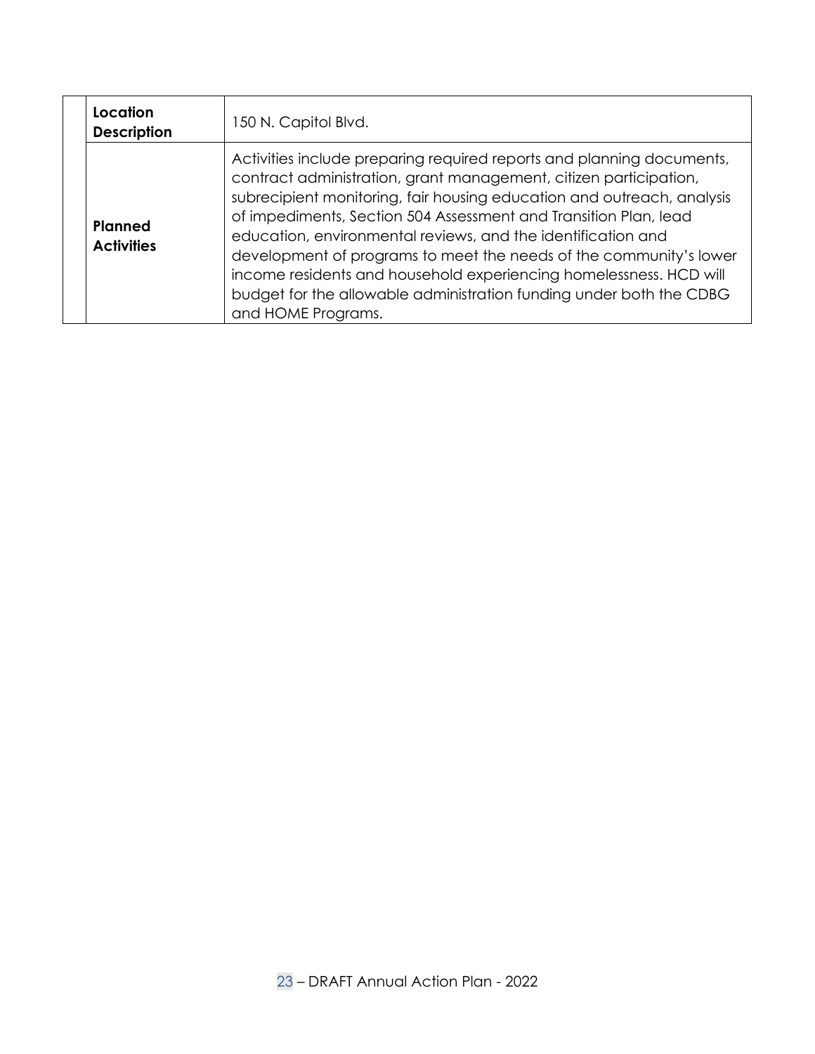| | | |
|---|---|---|
| | **Location Description** | 150 N. Capitol Blvd. |
| | **Planned Activities** | Activities include preparing required reports and planning documents, contract administration, grant management, citizen participation, subrecipient monitoring, fair housing education and outreach, analysis of impediments, Section 504 Assessment and Transition Plan, lead education, environmental reviews, and the identification and development of programs to meet the needs of the community's lower income residents and household experiencing homelessness. HCD will budget for the allowable administration funding under both the CDBG and HOME Programs. |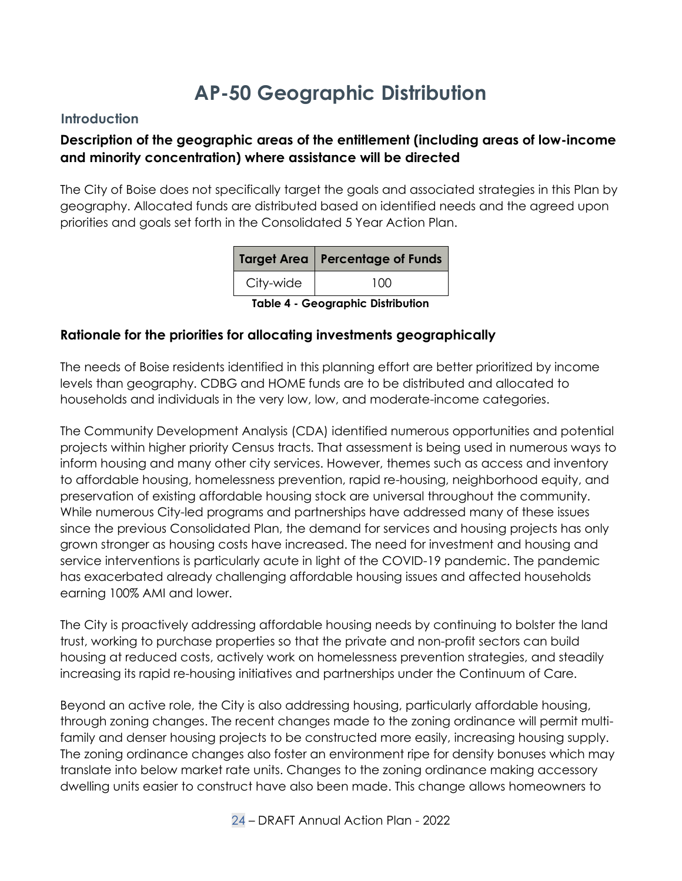# AP-50 Geographic Distribution

## Introduction

### Description of the geographic areas of the entitlement (including areas of low-income and minority concentration) where assistance will be directed

The City of Boise does not specifically target the goals and associated strategies in this Plan by geography. Allocated funds are distributed based on identified needs and the agreed upon priorities and goals set forth in the Consolidated 5 Year Action Plan.

| Target Area | Percentage of Funds |
|---|---|
| City-wide | 100 |

**Table 4 - Geographic Distribution**

### Rationale for the priorities for allocating investments geographically

The needs of Boise residents identified in this planning effort are better prioritized by income levels than geography. CDBG and HOME funds are to be distributed and allocated to households and individuals in the very low, low, and moderate-income categories.

The Community Development Analysis (CDA) identified numerous opportunities and potential projects within higher priority Census tracts. That assessment is being used in numerous ways to inform housing and many other city services. However, themes such as access and inventory to affordable housing, homelessness prevention, rapid re-housing, neighborhood equity, and preservation of existing affordable housing stock are universal throughout the community. While numerous City-led programs and partnerships have addressed many of these issues since the previous Consolidated Plan, the demand for services and housing projects has only grown stronger as housing costs have increased. The need for investment and housing and service interventions is particularly acute in light of the COVID-19 pandemic. The pandemic has exacerbated already challenging affordable housing issues and affected households earning 100% AMI and lower.

The City is proactively addressing affordable housing needs by continuing to bolster the land trust, working to purchase properties so that the private and non-profit sectors can build housing at reduced costs, actively work on homelessness prevention strategies, and steadily increasing its rapid re-housing initiatives and partnerships under the Continuum of Care.

Beyond an active role, the City is also addressing housing, particularly affordable housing, through zoning changes. The recent changes made to the zoning ordinance will permit multi-family and denser housing projects to be constructed more easily, increasing housing supply. The zoning ordinance changes also foster an environment ripe for density bonuses which may translate into below market rate units. Changes to the zoning ordinance making accessory dwelling units easier to construct have also been made. This change allows homeowners to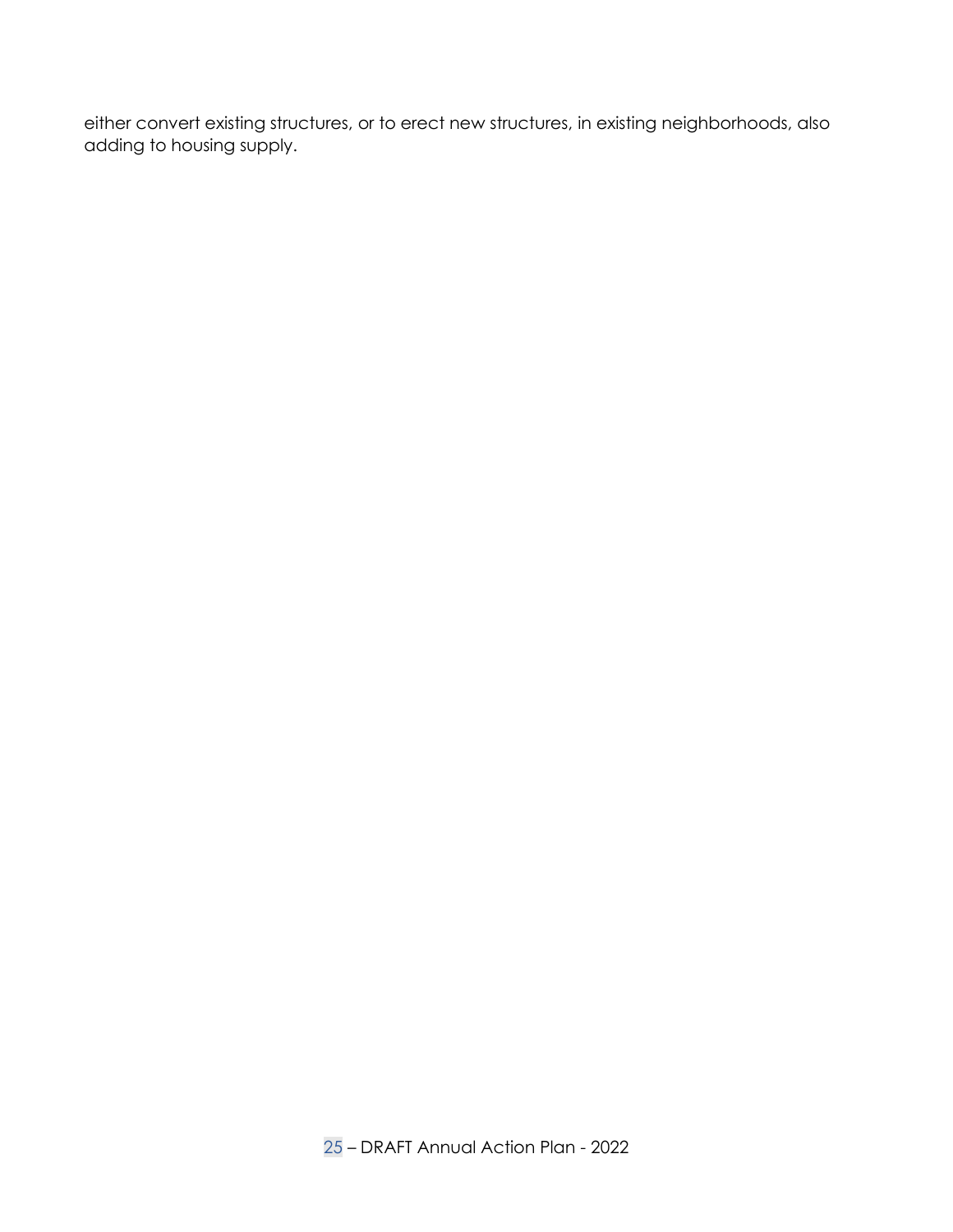either convert existing structures, or to erect new structures, in existing neighborhoods, also adding to housing supply.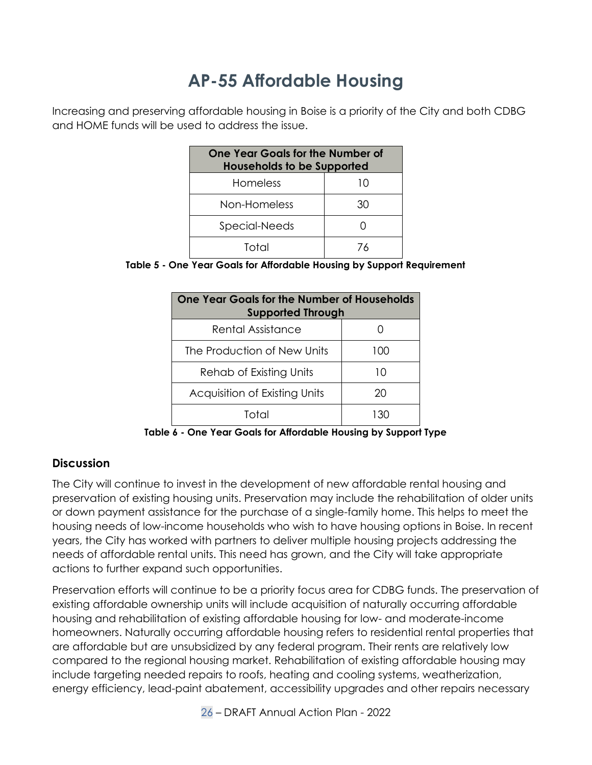# AP-55 Affordable Housing

Increasing and preserving affordable housing in Boise is a priority of the City and both CDBG and HOME funds will be used to address the issue.

| One Year Goals for the Number of Households to be Supported | |
|---|---|
| Homeless | 10 |
| Non-Homeless | 30 |
| Special-Needs | 0 |
| Total | 76 |

**Table 5 - One Year Goals for Affordable Housing by Support Requirement**

| One Year Goals for the Number of Households Supported Through | |
|---|---|
| Rental Assistance | 0 |
| The Production of New Units | 100 |
| Rehab of Existing Units | 10 |
| Acquisition of Existing Units | 20 |
| Total | 130 |

**Table 6 - One Year Goals for Affordable Housing by Support Type**

## Discussion

The City will continue to invest in the development of new affordable rental housing and preservation of existing housing units. Preservation may include the rehabilitation of older units or down payment assistance for the purchase of a single-family home. This helps to meet the housing needs of low-income households who wish to have housing options in Boise. In recent years, the City has worked with partners to deliver multiple housing projects addressing the needs of affordable rental units. This need has grown, and the City will take appropriate actions to further expand such opportunities.

Preservation efforts will continue to be a priority focus area for CDBG funds. The preservation of existing affordable ownership units will include acquisition of naturally occurring affordable housing and rehabilitation of existing affordable housing for low- and moderate-income homeowners. Naturally occurring affordable housing refers to residential rental properties that are affordable but are unsubsidized by any federal program. Their rents are relatively low compared to the regional housing market. Rehabilitation of existing affordable housing may include targeting needed repairs to roofs, heating and cooling systems, weatherization, energy efficiency, lead-paint abatement, accessibility upgrades and other repairs necessary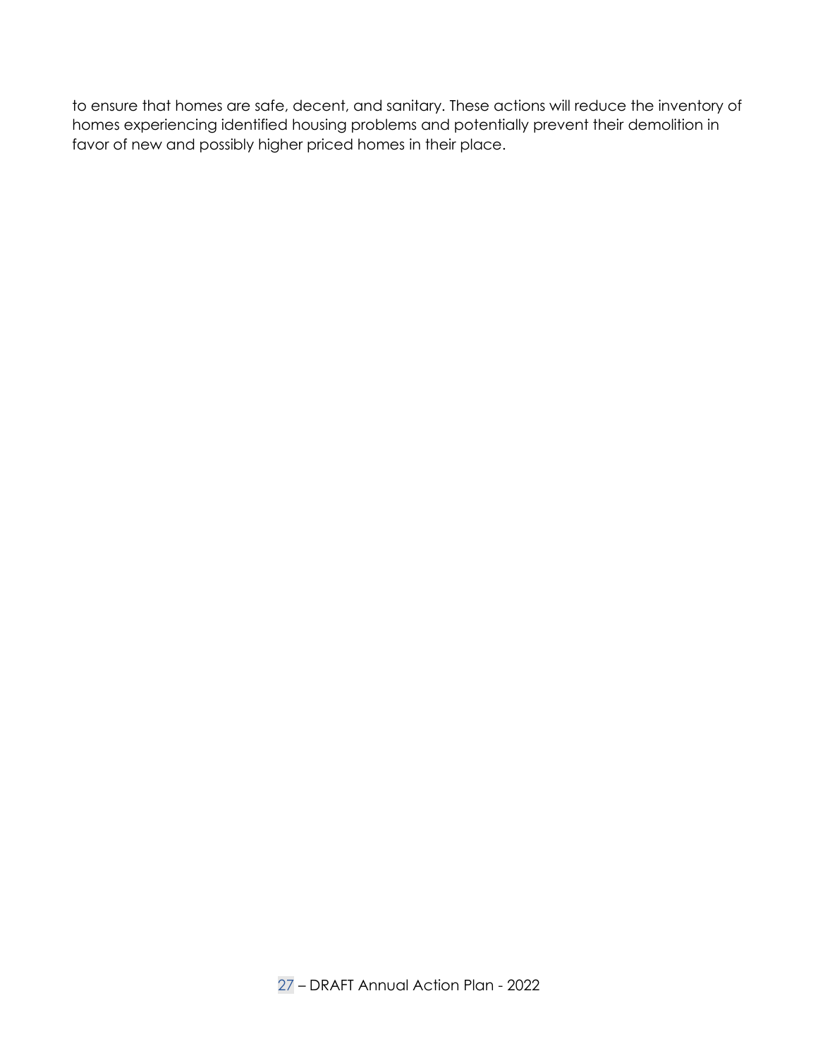to ensure that homes are safe, decent, and sanitary. These actions will reduce the inventory of homes experiencing identified housing problems and potentially prevent their demolition in favor of new and possibly higher priced homes in their place.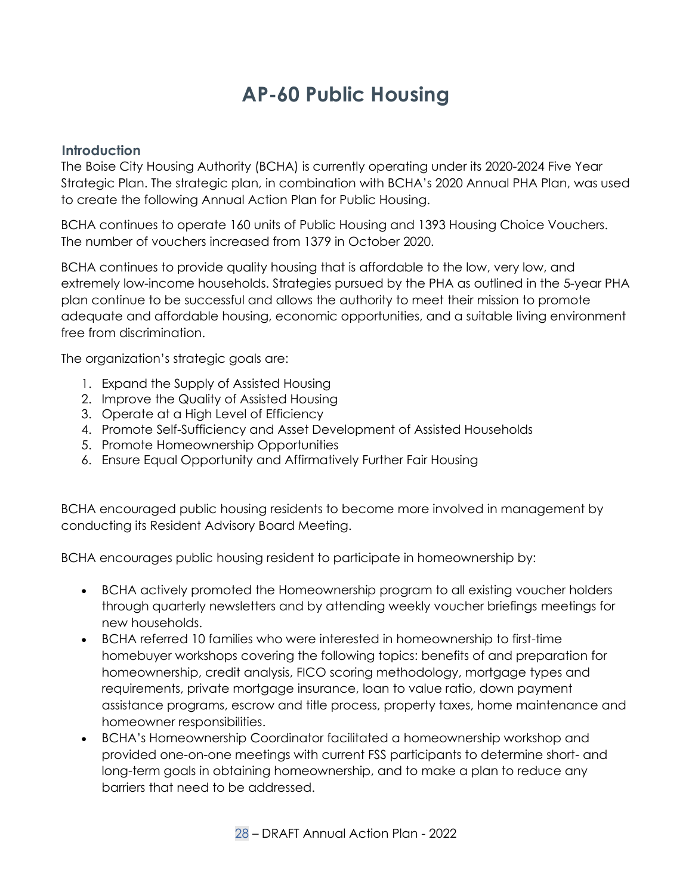# AP-60 Public Housing

## Introduction

The Boise City Housing Authority (BCHA) is currently operating under its 2020-2024 Five Year Strategic Plan. The strategic plan, in combination with BCHA's 2020 Annual PHA Plan, was used to create the following Annual Action Plan for Public Housing.

BCHA continues to operate 160 units of Public Housing and 1393 Housing Choice Vouchers. The number of vouchers increased from 1379 in October 2020.

BCHA continues to provide quality housing that is affordable to the low, very low, and extremely low-income households. Strategies pursued by the PHA as outlined in the 5-year PHA plan continue to be successful and allows the authority to meet their mission to promote adequate and affordable housing, economic opportunities, and a suitable living environment free from discrimination.

The organization's strategic goals are:

1. Expand the Supply of Assisted Housing
2. Improve the Quality of Assisted Housing
3. Operate at a High Level of Efficiency
4. Promote Self-Sufficiency and Asset Development of Assisted Households
5. Promote Homeownership Opportunities
6. Ensure Equal Opportunity and Affirmatively Further Fair Housing

BCHA encouraged public housing residents to become more involved in management by conducting its Resident Advisory Board Meeting.

BCHA encourages public housing resident to participate in homeownership by:

- BCHA actively promoted the Homeownership program to all existing voucher holders through quarterly newsletters and by attending weekly voucher briefings meetings for new households.
- BCHA referred 10 families who were interested in homeownership to first-time homebuyer workshops covering the following topics: benefits of and preparation for homeownership, credit analysis, FICO scoring methodology, mortgage types and requirements, private mortgage insurance, loan to value ratio, down payment assistance programs, escrow and title process, property taxes, home maintenance and homeowner responsibilities.
- BCHA's Homeownership Coordinator facilitated a homeownership workshop and provided one-on-one meetings with current FSS participants to determine short- and long-term goals in obtaining homeownership, and to make a plan to reduce any barriers that need to be addressed.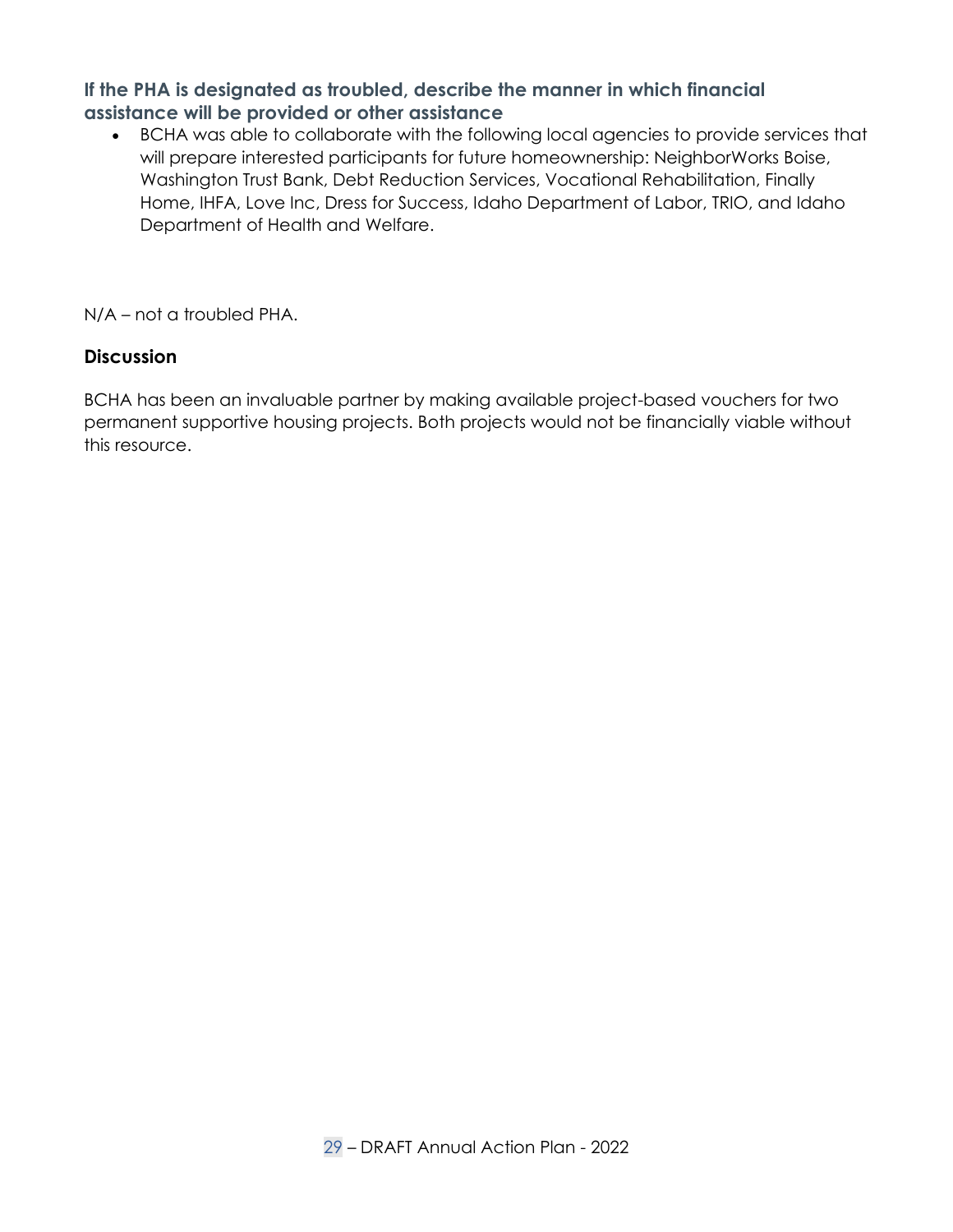### If the PHA is designated as troubled, describe the manner in which financial assistance will be provided or other assistance

- BCHA was able to collaborate with the following local agencies to provide services that will prepare interested participants for future homeownership: NeighborWorks Boise, Washington Trust Bank, Debt Reduction Services, Vocational Rehabilitation, Finally Home, IHFA, Love Inc, Dress for Success, Idaho Department of Labor, TRIO, and Idaho Department of Health and Welfare.

N/A – not a troubled PHA.

### Discussion

BCHA has been an invaluable partner by making available project-based vouchers for two permanent supportive housing projects. Both projects would not be financially viable without this resource.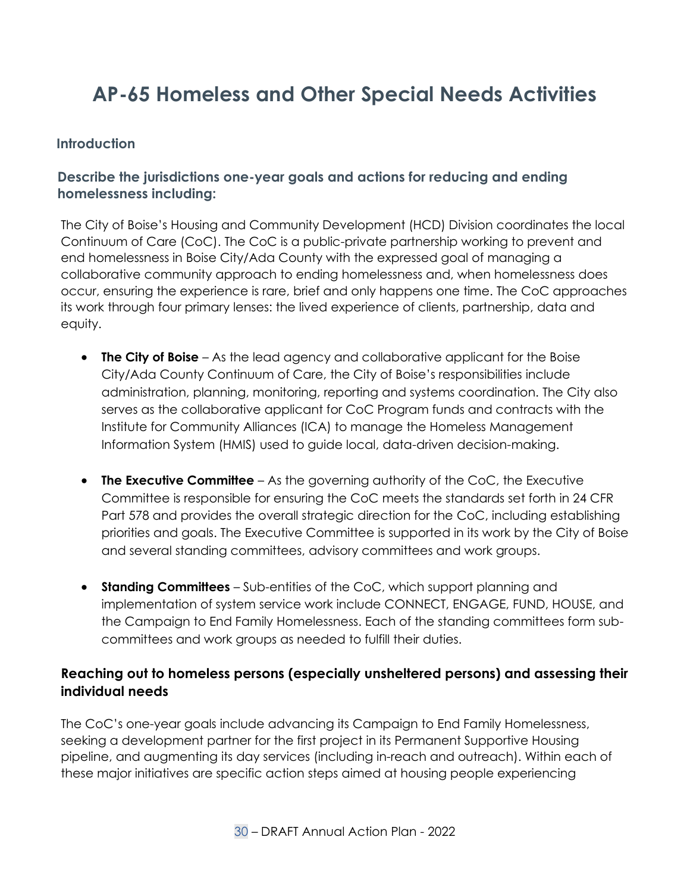# AP-65 Homeless and Other Special Needs Activities

### Introduction

### Describe the jurisdictions one-year goals and actions for reducing and ending homelessness including:

The City of Boise's Housing and Community Development (HCD) Division coordinates the local Continuum of Care (CoC). The CoC is a public-private partnership working to prevent and end homelessness in Boise City/Ada County with the expressed goal of managing a collaborative community approach to ending homelessness and, when homelessness does occur, ensuring the experience is rare, brief and only happens one time. The CoC approaches its work through four primary lenses: the lived experience of clients, partnership, data and equity.

- **The City of Boise** – As the lead agency and collaborative applicant for the Boise City/Ada County Continuum of Care, the City of Boise's responsibilities include administration, planning, monitoring, reporting and systems coordination. The City also serves as the collaborative applicant for CoC Program funds and contracts with the Institute for Community Alliances (ICA) to manage the Homeless Management Information System (HMIS) used to guide local, data-driven decision-making.

- **The Executive Committee** – As the governing authority of the CoC, the Executive Committee is responsible for ensuring the CoC meets the standards set forth in 24 CFR Part 578 and provides the overall strategic direction for the CoC, including establishing priorities and goals. The Executive Committee is supported in its work by the City of Boise and several standing committees, advisory committees and work groups.

- **Standing Committees** – Sub-entities of the CoC, which support planning and implementation of system service work include CONNECT, ENGAGE, FUND, HOUSE, and the Campaign to End Family Homelessness. Each of the standing committees form sub-committees and work groups as needed to fulfill their duties.

### Reaching out to homeless persons (especially unsheltered persons) and assessing their individual needs

The CoC's one-year goals include advancing its Campaign to End Family Homelessness, seeking a development partner for the first project in its Permanent Supportive Housing pipeline, and augmenting its day services (including in-reach and outreach). Within each of these major initiatives are specific action steps aimed at housing people experiencing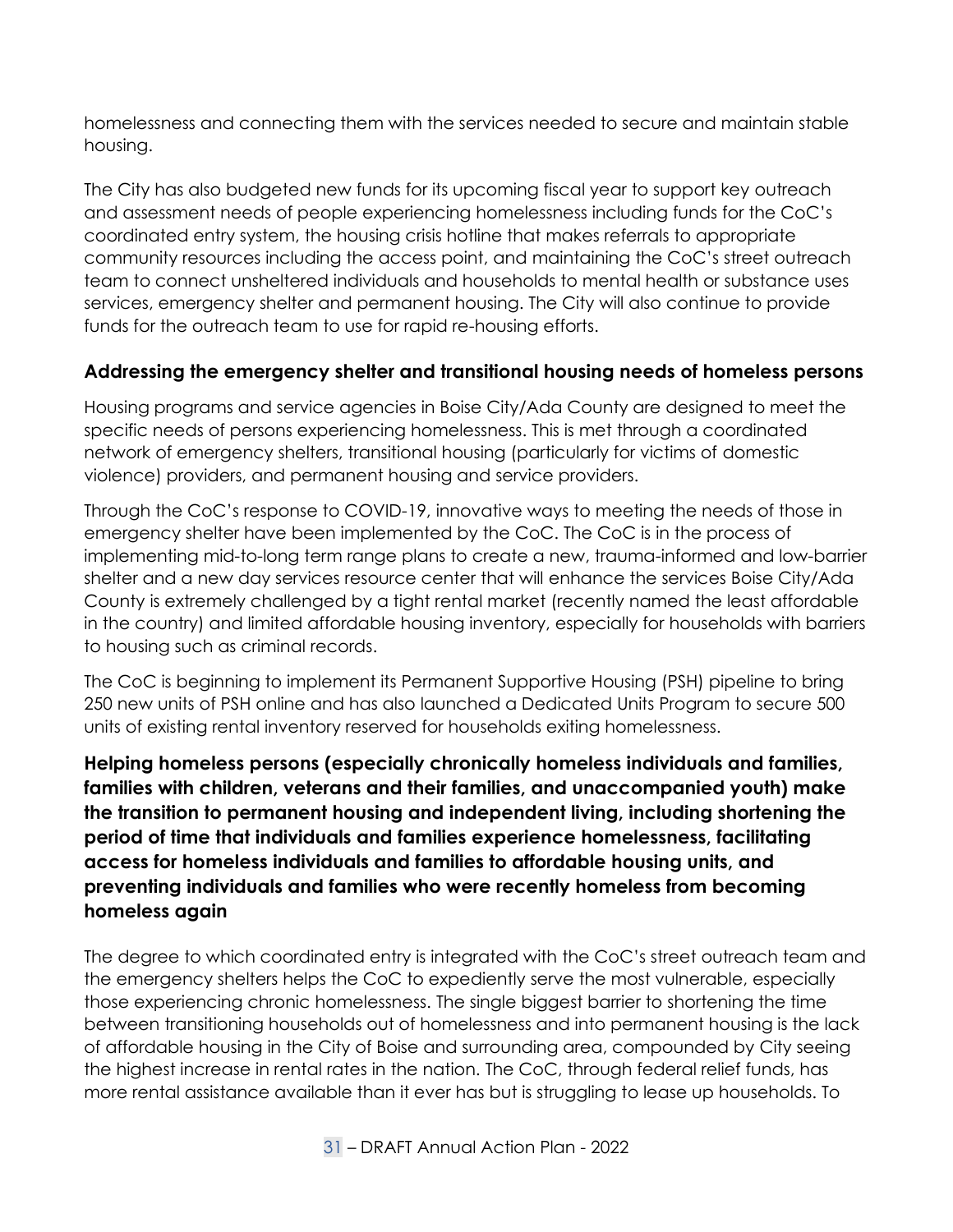homelessness and connecting them with the services needed to secure and maintain stable housing.

The City has also budgeted new funds for its upcoming fiscal year to support key outreach and assessment needs of people experiencing homelessness including funds for the CoC's coordinated entry system, the housing crisis hotline that makes referrals to appropriate community resources including the access point, and maintaining the CoC's street outreach team to connect unsheltered individuals and households to mental health or substance uses services, emergency shelter and permanent housing. The City will also continue to provide funds for the outreach team to use for rapid re-housing efforts.

### Addressing the emergency shelter and transitional housing needs of homeless persons

Housing programs and service agencies in Boise City/Ada County are designed to meet the specific needs of persons experiencing homelessness. This is met through a coordinated network of emergency shelters, transitional housing (particularly for victims of domestic violence) providers, and permanent housing and service providers.

Through the CoC's response to COVID-19, innovative ways to meeting the needs of those in emergency shelter have been implemented by the CoC. The CoC is in the process of implementing mid-to-long term range plans to create a new, trauma-informed and low-barrier shelter and a new day services resource center that will enhance the services Boise City/Ada County is extremely challenged by a tight rental market (recently named the least affordable in the country) and limited affordable housing inventory, especially for households with barriers to housing such as criminal records.

The CoC is beginning to implement its Permanent Supportive Housing (PSH) pipeline to bring 250 new units of PSH online and has also launched a Dedicated Units Program to secure 500 units of existing rental inventory reserved for households exiting homelessness.

### Helping homeless persons (especially chronically homeless individuals and families, families with children, veterans and their families, and unaccompanied youth) make the transition to permanent housing and independent living, including shortening the period of time that individuals and families experience homelessness, facilitating access for homeless individuals and families to affordable housing units, and preventing individuals and families who were recently homeless from becoming homeless again

The degree to which coordinated entry is integrated with the CoC's street outreach team and the emergency shelters helps the CoC to expediently serve the most vulnerable, especially those experiencing chronic homelessness. The single biggest barrier to shortening the time between transitioning households out of homelessness and into permanent housing is the lack of affordable housing in the City of Boise and surrounding area, compounded by City seeing the highest increase in rental rates in the nation. The CoC, through federal relief funds, has more rental assistance available than it ever has but is struggling to lease up households. To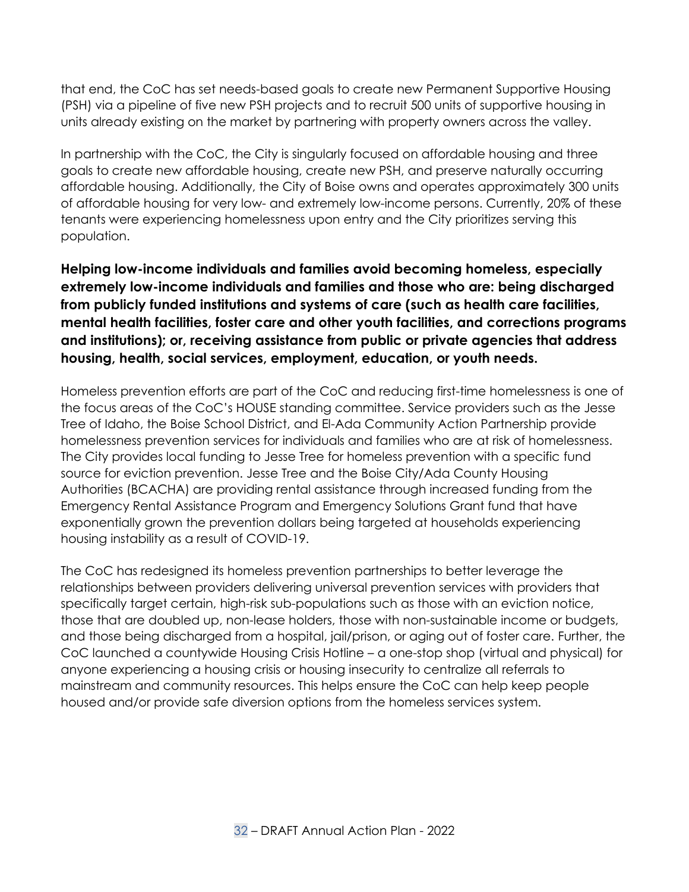that end, the CoC has set needs-based goals to create new Permanent Supportive Housing (PSH) via a pipeline of five new PSH projects and to recruit 500 units of supportive housing in units already existing on the market by partnering with property owners across the valley.

In partnership with the CoC, the City is singularly focused on affordable housing and three goals to create new affordable housing, create new PSH, and preserve naturally occurring affordable housing. Additionally, the City of Boise owns and operates approximately 300 units of affordable housing for very low- and extremely low-income persons. Currently, 20% of these tenants were experiencing homelessness upon entry and the City prioritizes serving this population.

**Helping low-income individuals and families avoid becoming homeless, especially extremely low-income individuals and families and those who are: being discharged from publicly funded institutions and systems of care (such as health care facilities, mental health facilities, foster care and other youth facilities, and corrections programs and institutions); or, receiving assistance from public or private agencies that address housing, health, social services, employment, education, or youth needs.**

Homeless prevention efforts are part of the CoC and reducing first-time homelessness is one of the focus areas of the CoC's HOUSE standing committee. Service providers such as the Jesse Tree of Idaho, the Boise School District, and El-Ada Community Action Partnership provide homelessness prevention services for individuals and families who are at risk of homelessness. The City provides local funding to Jesse Tree for homeless prevention with a specific fund source for eviction prevention. Jesse Tree and the Boise City/Ada County Housing Authorities (BCACHA) are providing rental assistance through increased funding from the Emergency Rental Assistance Program and Emergency Solutions Grant fund that have exponentially grown the prevention dollars being targeted at households experiencing housing instability as a result of COVID-19.

The CoC has redesigned its homeless prevention partnerships to better leverage the relationships between providers delivering universal prevention services with providers that specifically target certain, high-risk sub-populations such as those with an eviction notice, those that are doubled up, non-lease holders, those with non-sustainable income or budgets, and those being discharged from a hospital, jail/prison, or aging out of foster care. Further, the CoC launched a countywide Housing Crisis Hotline – a one-stop shop (virtual and physical) for anyone experiencing a housing crisis or housing insecurity to centralize all referrals to mainstream and community resources. This helps ensure the CoC can help keep people housed and/or provide safe diversion options from the homeless services system.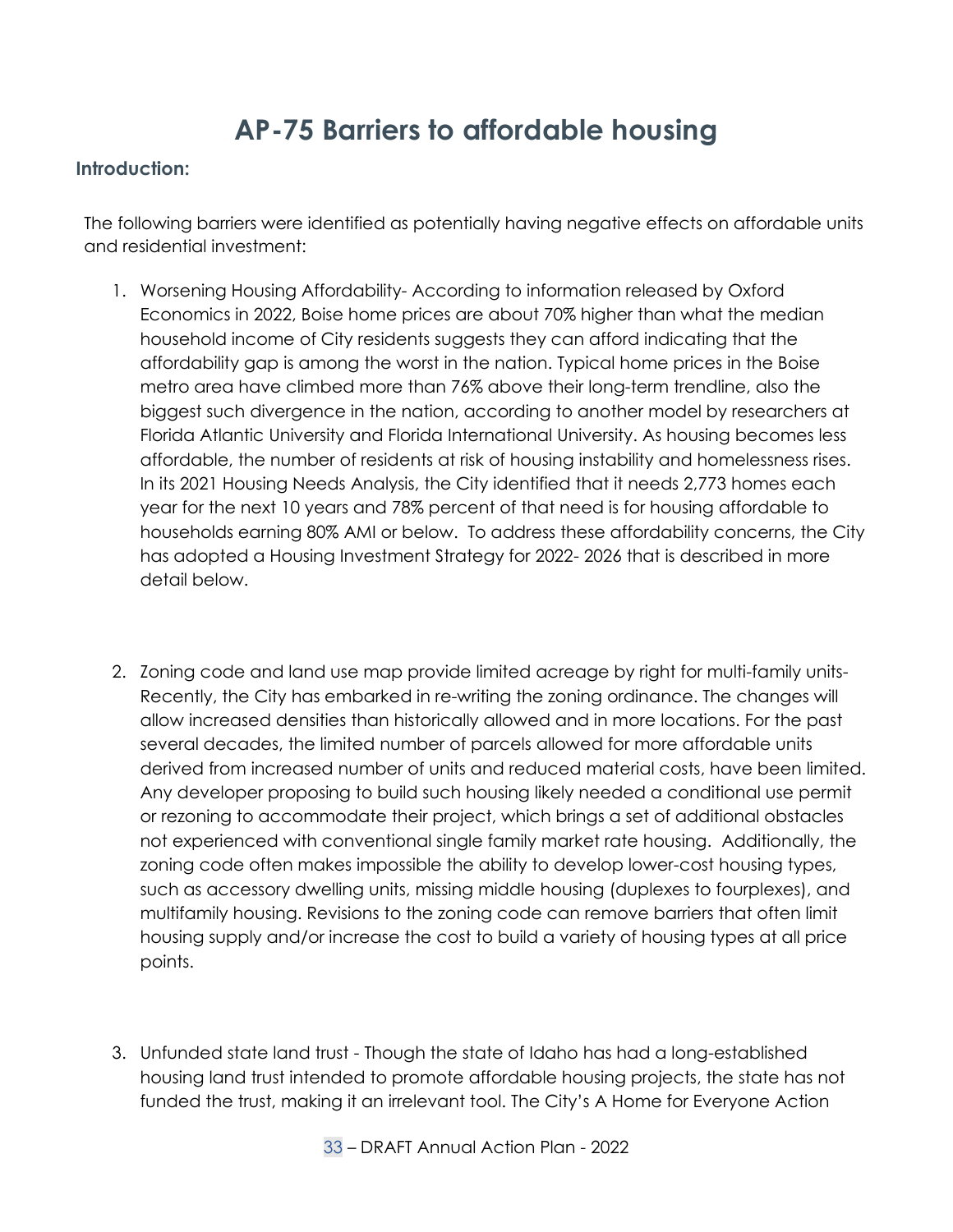# AP-75 Barriers to affordable housing

## Introduction:

The following barriers were identified as potentially having negative effects on affordable units and residential investment:

1. Worsening Housing Affordability- According to information released by Oxford Economics in 2022, Boise home prices are about 70% higher than what the median household income of City residents suggests they can afford indicating that the affordability gap is among the worst in the nation. Typical home prices in the Boise metro area have climbed more than 76% above their long-term trendline, also the biggest such divergence in the nation, according to another model by researchers at Florida Atlantic University and Florida International University. As housing becomes less affordable, the number of residents at risk of housing instability and homelessness rises. In its 2021 Housing Needs Analysis, the City identified that it needs 2,773 homes each year for the next 10 years and 78% percent of that need is for housing affordable to households earning 80% AMI or below. To address these affordability concerns, the City has adopted a Housing Investment Strategy for 2022- 2026 that is described in more detail below.

2. Zoning code and land use map provide limited acreage by right for multi-family units- Recently, the City has embarked in re-writing the zoning ordinance. The changes will allow increased densities than historically allowed and in more locations. For the past several decades, the limited number of parcels allowed for more affordable units derived from increased number of units and reduced material costs, have been limited. Any developer proposing to build such housing likely needed a conditional use permit or rezoning to accommodate their project, which brings a set of additional obstacles not experienced with conventional single family market rate housing. Additionally, the zoning code often makes impossible the ability to develop lower-cost housing types, such as accessory dwelling units, missing middle housing (duplexes to fourplexes), and multifamily housing. Revisions to the zoning code can remove barriers that often limit housing supply and/or increase the cost to build a variety of housing types at all price points.

3. Unfunded state land trust - Though the state of Idaho has had a long-established housing land trust intended to promote affordable housing projects, the state has not funded the trust, making it an irrelevant tool. The City's A Home for Everyone Action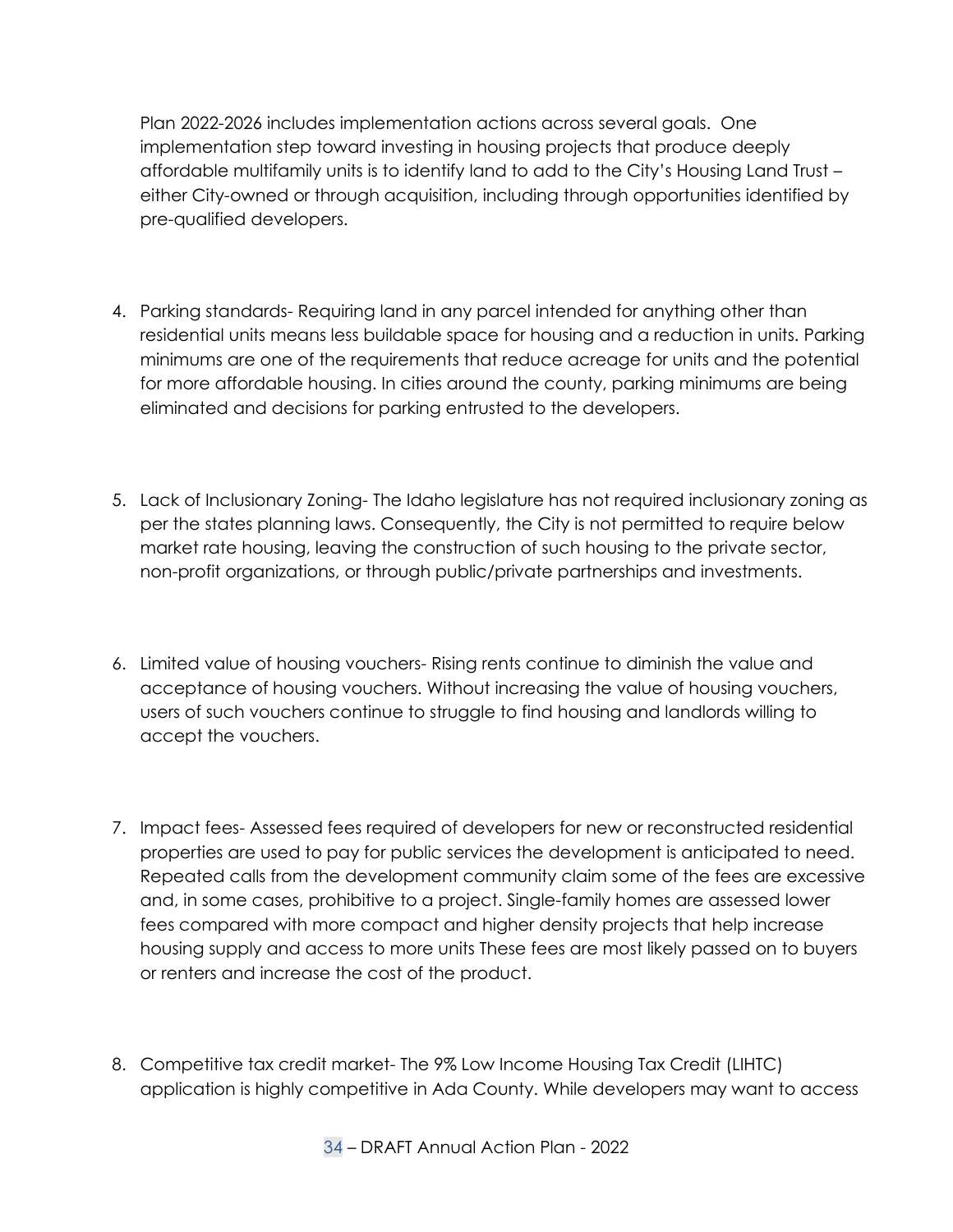Plan 2022-2026 includes implementation actions across several goals. One implementation step toward investing in housing projects that produce deeply affordable multifamily units is to identify land to add to the City's Housing Land Trust – either City-owned or through acquisition, including through opportunities identified by pre-qualified developers.

4. Parking standards- Requiring land in any parcel intended for anything other than residential units means less buildable space for housing and a reduction in units. Parking minimums are one of the requirements that reduce acreage for units and the potential for more affordable housing. In cities around the county, parking minimums are being eliminated and decisions for parking entrusted to the developers.

5. Lack of Inclusionary Zoning- The Idaho legislature has not required inclusionary zoning as per the states planning laws. Consequently, the City is not permitted to require below market rate housing, leaving the construction of such housing to the private sector, non-profit organizations, or through public/private partnerships and investments.

6. Limited value of housing vouchers- Rising rents continue to diminish the value and acceptance of housing vouchers. Without increasing the value of housing vouchers, users of such vouchers continue to struggle to find housing and landlords willing to accept the vouchers.

7. Impact fees- Assessed fees required of developers for new or reconstructed residential properties are used to pay for public services the development is anticipated to need. Repeated calls from the development community claim some of the fees are excessive and, in some cases, prohibitive to a project. Single-family homes are assessed lower fees compared with more compact and higher density projects that help increase housing supply and access to more units These fees are most likely passed on to buyers or renters and increase the cost of the product.

8. Competitive tax credit market- The 9% Low Income Housing Tax Credit (LIHTC) application is highly competitive in Ada County. While developers may want to access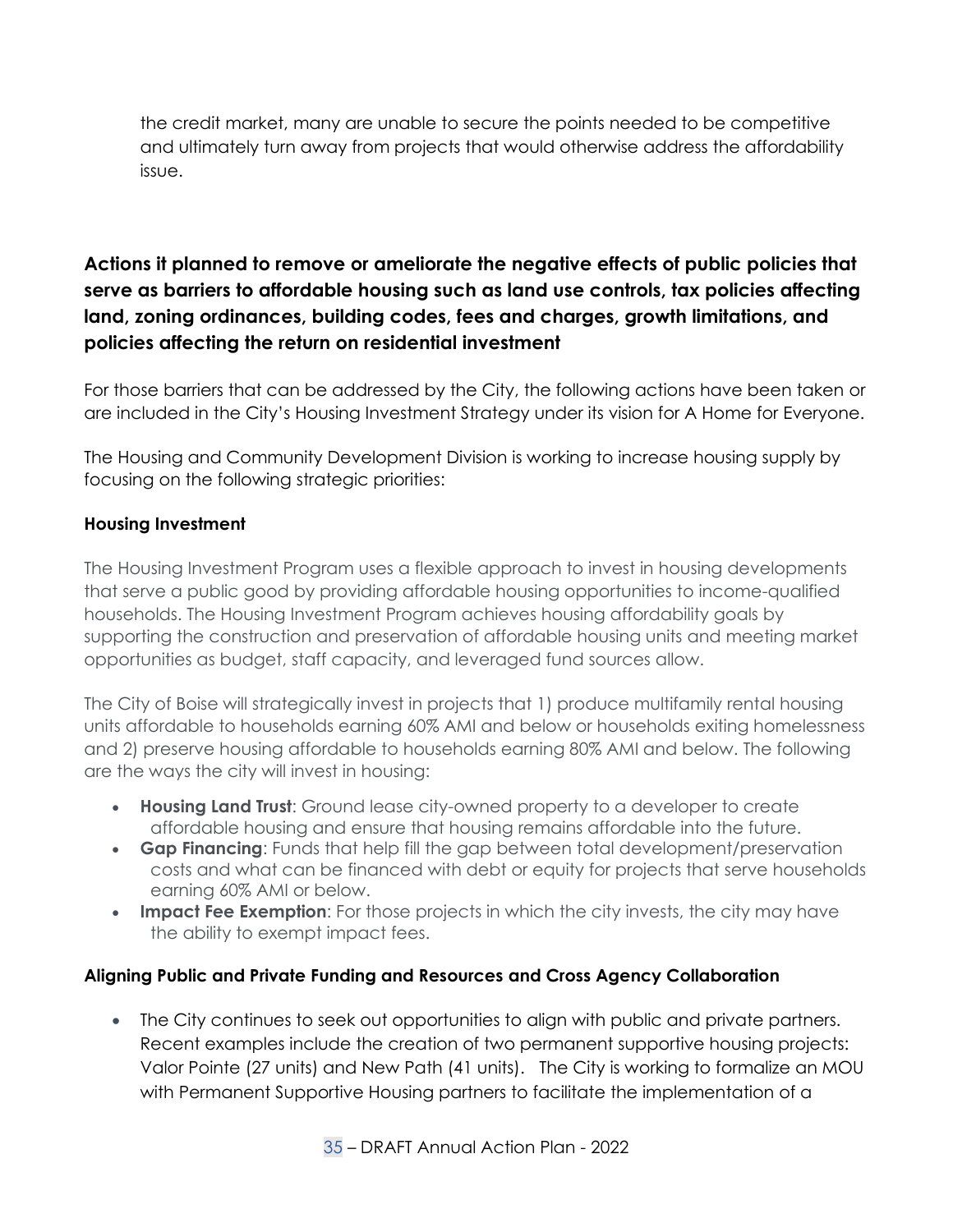the credit market, many are unable to secure the points needed to be competitive and ultimately turn away from projects that would otherwise address the affordability issue.

## Actions it planned to remove or ameliorate the negative effects of public policies that serve as barriers to affordable housing such as land use controls, tax policies affecting land, zoning ordinances, building codes, fees and charges, growth limitations, and policies affecting the return on residential investment

For those barriers that can be addressed by the City, the following actions have been taken or are included in the City's Housing Investment Strategy under its vision for A Home for Everyone.

The Housing and Community Development Division is working to increase housing supply by focusing on the following strategic priorities:

**Housing Investment**

The Housing Investment Program uses a flexible approach to invest in housing developments that serve a public good by providing affordable housing opportunities to income-qualified households. The Housing Investment Program achieves housing affordability goals by supporting the construction and preservation of affordable housing units and meeting market opportunities as budget, staff capacity, and leveraged fund sources allow.

The City of Boise will strategically invest in projects that 1) produce multifamily rental housing units affordable to households earning 60% AMI and below or households exiting homelessness and 2) preserve housing affordable to households earning 80% AMI and below. The following are the ways the city will invest in housing:

- **Housing Land Trust**: Ground lease city-owned property to a developer to create affordable housing and ensure that housing remains affordable into the future.
- **Gap Financing**: Funds that help fill the gap between total development/preservation costs and what can be financed with debt or equity for projects that serve households earning 60% AMI or below.
- **Impact Fee Exemption**: For those projects in which the city invests, the city may have the ability to exempt impact fees.

**Aligning Public and Private Funding and Resources and Cross Agency Collaboration**

- The City continues to seek out opportunities to align with public and private partners. Recent examples include the creation of two permanent supportive housing projects: Valor Pointe (27 units) and New Path (41 units). The City is working to formalize an MOU with Permanent Supportive Housing partners to facilitate the implementation of a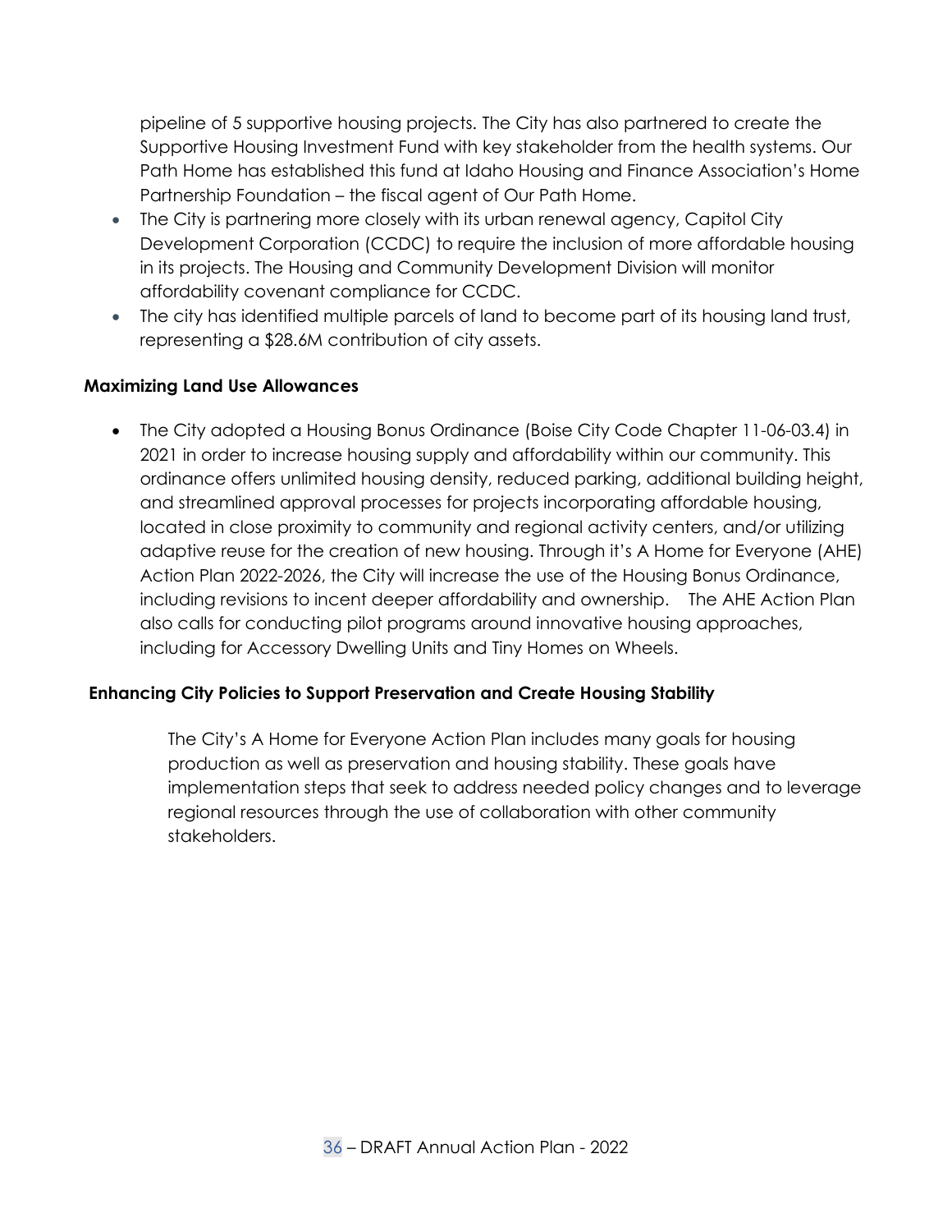pipeline of 5 supportive housing projects. The City has also partnered to create the Supportive Housing Investment Fund with key stakeholder from the health systems. Our Path Home has established this fund at Idaho Housing and Finance Association's Home Partnership Foundation – the fiscal agent of Our Path Home.

- The City is partnering more closely with its urban renewal agency, Capitol City Development Corporation (CCDC) to require the inclusion of more affordable housing in its projects. The Housing and Community Development Division will monitor affordability covenant compliance for CCDC.
- The city has identified multiple parcels of land to become part of its housing land trust, representing a $28.6M contribution of city assets.

**Maximizing Land Use Allowances**

- The City adopted a Housing Bonus Ordinance (Boise City Code Chapter 11-06-03.4) in 2021 in order to increase housing supply and affordability within our community. This ordinance offers unlimited housing density, reduced parking, additional building height, and streamlined approval processes for projects incorporating affordable housing, located in close proximity to community and regional activity centers, and/or utilizing adaptive reuse for the creation of new housing. Through it's A Home for Everyone (AHE) Action Plan 2022-2026, the City will increase the use of the Housing Bonus Ordinance, including revisions to incent deeper affordability and ownership. The AHE Action Plan also calls for conducting pilot programs around innovative housing approaches, including for Accessory Dwelling Units and Tiny Homes on Wheels.

**Enhancing City Policies to Support Preservation and Create Housing Stability**

The City's A Home for Everyone Action Plan includes many goals for housing production as well as preservation and housing stability. These goals have implementation steps that seek to address needed policy changes and to leverage regional resources through the use of collaboration with other community stakeholders.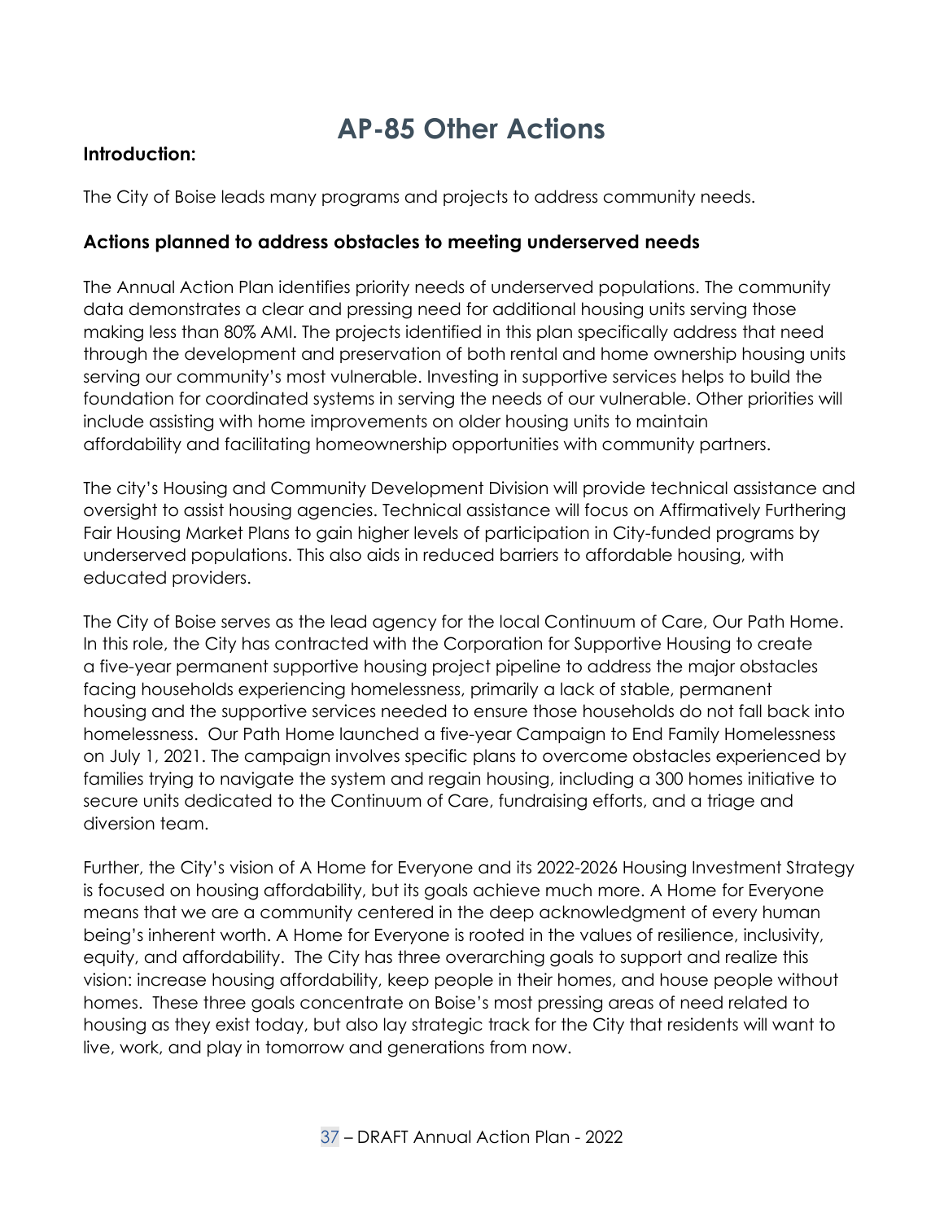# AP-85 Other Actions

**Introduction:**

The City of Boise leads many programs and projects to address community needs.

### Actions planned to address obstacles to meeting underserved needs

The Annual Action Plan identifies priority needs of underserved populations. The community data demonstrates a clear and pressing need for additional housing units serving those making less than 80% AMI. The projects identified in this plan specifically address that need through the development and preservation of both rental and home ownership housing units serving our community's most vulnerable. Investing in supportive services helps to build the foundation for coordinated systems in serving the needs of our vulnerable. Other priorities will include assisting with home improvements on older housing units to maintain affordability and facilitating homeownership opportunities with community partners.

The city's Housing and Community Development Division will provide technical assistance and oversight to assist housing agencies. Technical assistance will focus on Affirmatively Furthering Fair Housing Market Plans to gain higher levels of participation in City-funded programs by underserved populations. This also aids in reduced barriers to affordable housing, with educated providers.

The City of Boise serves as the lead agency for the local Continuum of Care, Our Path Home. In this role, the City has contracted with the Corporation for Supportive Housing to create a five-year permanent supportive housing project pipeline to address the major obstacles facing households experiencing homelessness, primarily a lack of stable, permanent housing and the supportive services needed to ensure those households do not fall back into homelessness. Our Path Home launched a five-year Campaign to End Family Homelessness on July 1, 2021. The campaign involves specific plans to overcome obstacles experienced by families trying to navigate the system and regain housing, including a 300 homes initiative to secure units dedicated to the Continuum of Care, fundraising efforts, and a triage and diversion team.

Further, the City's vision of A Home for Everyone and its 2022-2026 Housing Investment Strategy is focused on housing affordability, but its goals achieve much more. A Home for Everyone means that we are a community centered in the deep acknowledgment of every human being's inherent worth. A Home for Everyone is rooted in the values of resilience, inclusivity, equity, and affordability. The City has three overarching goals to support and realize this vision: increase housing affordability, keep people in their homes, and house people without homes. These three goals concentrate on Boise's most pressing areas of need related to housing as they exist today, but also lay strategic track for the City that residents will want to live, work, and play in tomorrow and generations from now.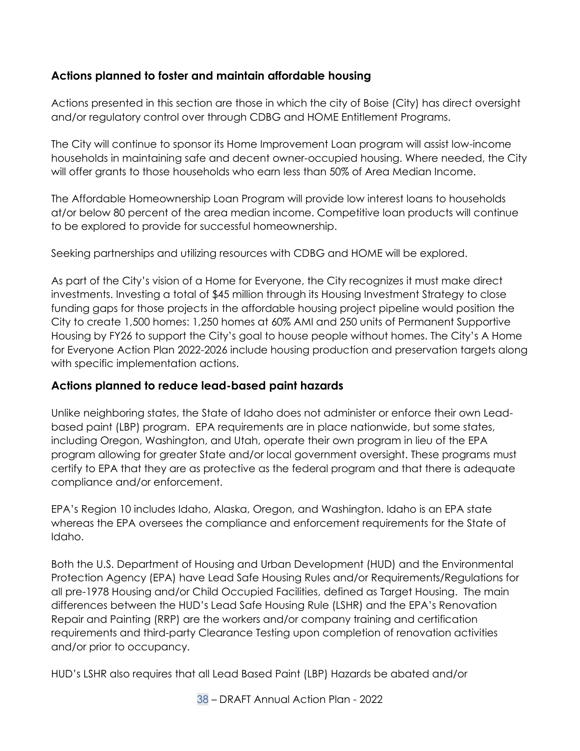## Actions planned to foster and maintain affordable housing

Actions presented in this section are those in which the city of Boise (City) has direct oversight and/or regulatory control over through CDBG and HOME Entitlement Programs.

The City will continue to sponsor its Home Improvement Loan program will assist low-income households in maintaining safe and decent owner-occupied housing. Where needed, the City will offer grants to those households who earn less than 50% of Area Median Income.

The Affordable Homeownership Loan Program will provide low interest loans to households at/or below 80 percent of the area median income. Competitive loan products will continue to be explored to provide for successful homeownership.

Seeking partnerships and utilizing resources with CDBG and HOME will be explored.

As part of the City's vision of a Home for Everyone, the City recognizes it must make direct investments. Investing a total of $45 million through its Housing Investment Strategy to close funding gaps for those projects in the affordable housing project pipeline would position the City to create 1,500 homes: 1,250 homes at 60% AMI and 250 units of Permanent Supportive Housing by FY26 to support the City's goal to house people without homes. The City's A Home for Everyone Action Plan 2022-2026 include housing production and preservation targets along with specific implementation actions.

## Actions planned to reduce lead-based paint hazards

Unlike neighboring states, the State of Idaho does not administer or enforce their own Lead-based paint (LBP) program. EPA requirements are in place nationwide, but some states, including Oregon, Washington, and Utah, operate their own program in lieu of the EPA program allowing for greater State and/or local government oversight. These programs must certify to EPA that they are as protective as the federal program and that there is adequate compliance and/or enforcement.

EPA's Region 10 includes Idaho, Alaska, Oregon, and Washington. Idaho is an EPA state whereas the EPA oversees the compliance and enforcement requirements for the State of Idaho.

Both the U.S. Department of Housing and Urban Development (HUD) and the Environmental Protection Agency (EPA) have Lead Safe Housing Rules and/or Requirements/Regulations for all pre-1978 Housing and/or Child Occupied Facilities, defined as Target Housing. The main differences between the HUD's Lead Safe Housing Rule (LSHR) and the EPA's Renovation Repair and Painting (RRP) are the workers and/or company training and certification requirements and third-party Clearance Testing upon completion of renovation activities and/or prior to occupancy.

HUD's LSHR also requires that all Lead Based Paint (LBP) Hazards be abated and/or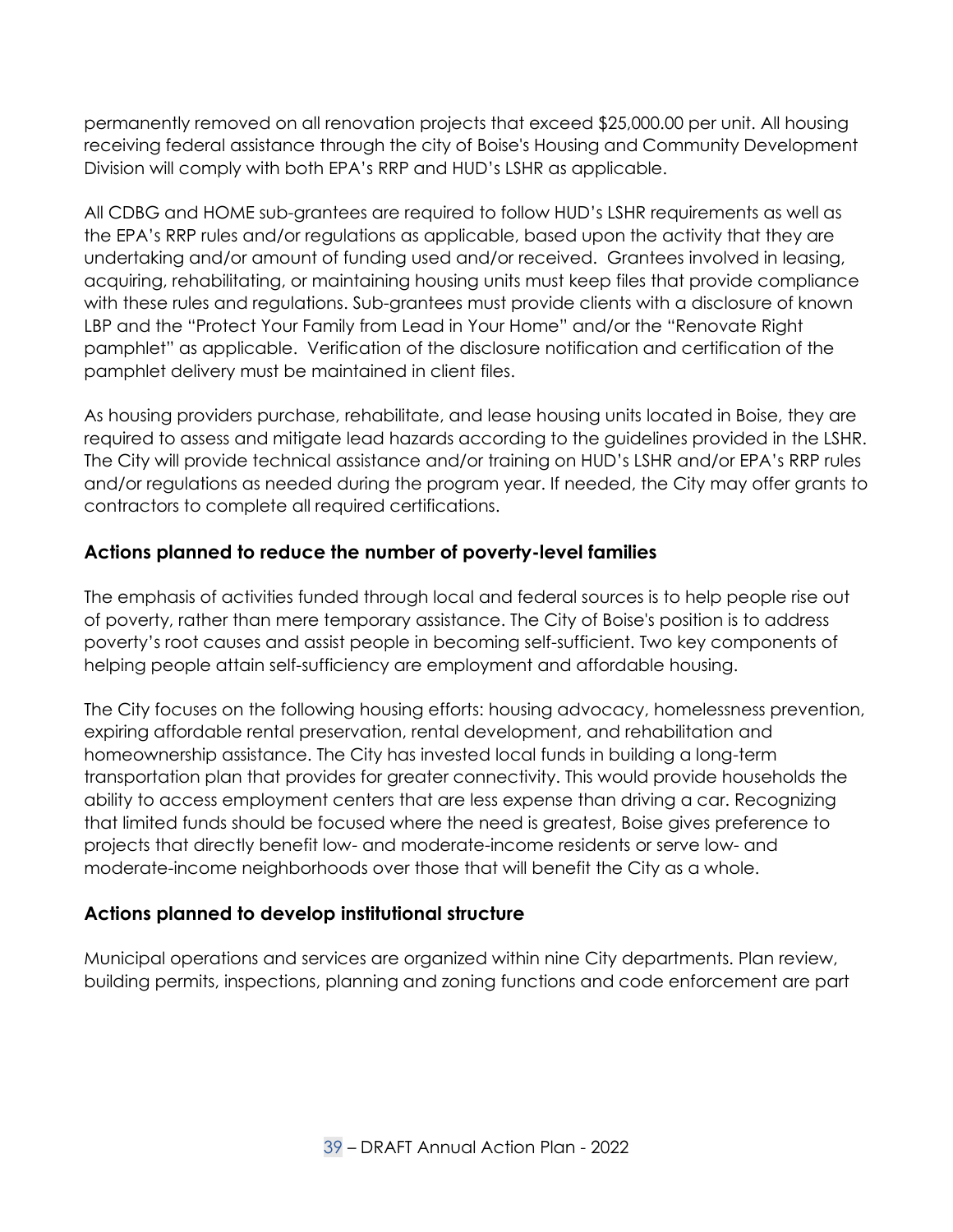permanently removed on all renovation projects that exceed $25,000.00 per unit. All housing receiving federal assistance through the city of Boise's Housing and Community Development Division will comply with both EPA's RRP and HUD's LSHR as applicable.

All CDBG and HOME sub-grantees are required to follow HUD's LSHR requirements as well as the EPA's RRP rules and/or regulations as applicable, based upon the activity that they are undertaking and/or amount of funding used and/or received. Grantees involved in leasing, acquiring, rehabilitating, or maintaining housing units must keep files that provide compliance with these rules and regulations. Sub-grantees must provide clients with a disclosure of known LBP and the "Protect Your Family from Lead in Your Home" and/or the "Renovate Right pamphlet" as applicable. Verification of the disclosure notification and certification of the pamphlet delivery must be maintained in client files.

As housing providers purchase, rehabilitate, and lease housing units located in Boise, they are required to assess and mitigate lead hazards according to the guidelines provided in the LSHR. The City will provide technical assistance and/or training on HUD's LSHR and/or EPA's RRP rules and/or regulations as needed during the program year. If needed, the City may offer grants to contractors to complete all required certifications.

## Actions planned to reduce the number of poverty-level families

The emphasis of activities funded through local and federal sources is to help people rise out of poverty, rather than mere temporary assistance. The City of Boise's position is to address poverty's root causes and assist people in becoming self-sufficient. Two key components of helping people attain self-sufficiency are employment and affordable housing.

The City focuses on the following housing efforts: housing advocacy, homelessness prevention, expiring affordable rental preservation, rental development, and rehabilitation and homeownership assistance. The City has invested local funds in building a long-term transportation plan that provides for greater connectivity. This would provide households the ability to access employment centers that are less expense than driving a car. Recognizing that limited funds should be focused where the need is greatest, Boise gives preference to projects that directly benefit low- and moderate-income residents or serve low- and moderate-income neighborhoods over those that will benefit the City as a whole.

## Actions planned to develop institutional structure

Municipal operations and services are organized within nine City departments. Plan review, building permits, inspections, planning and zoning functions and code enforcement are part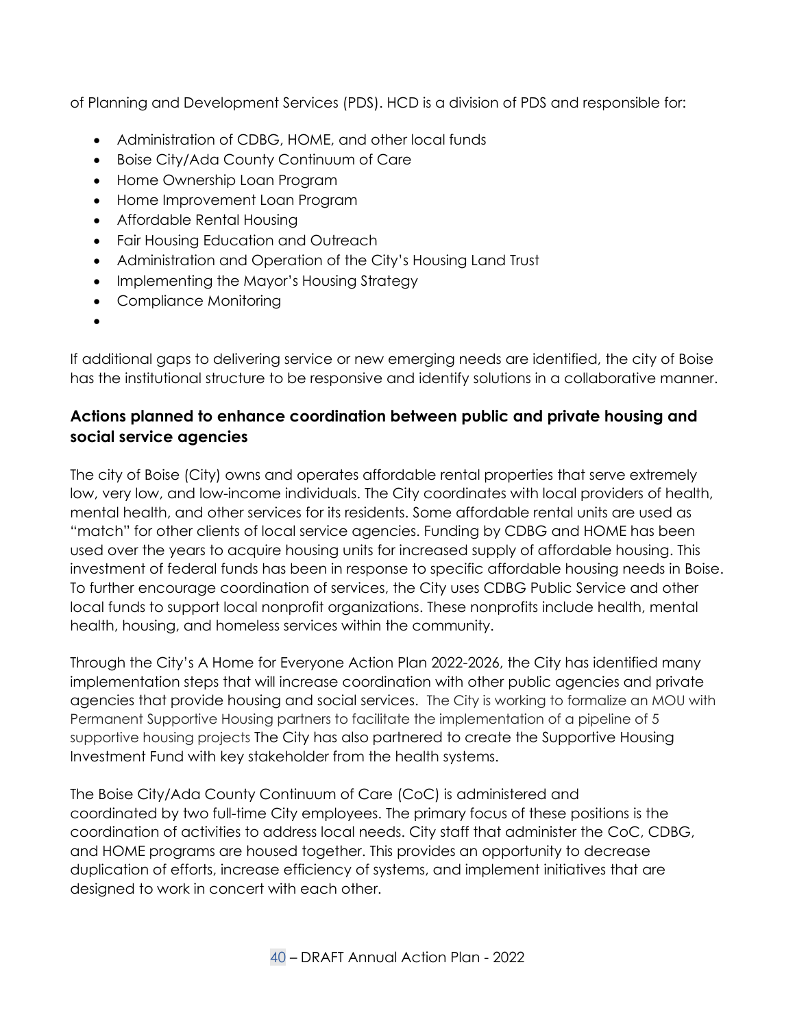of Planning and Development Services (PDS). HCD is a division of PDS and responsible for:

- Administration of CDBG, HOME, and other local funds
- Boise City/Ada County Continuum of Care
- Home Ownership Loan Program
- Home Improvement Loan Program
- Affordable Rental Housing
- Fair Housing Education and Outreach
- Administration and Operation of the City's Housing Land Trust
- Implementing the Mayor's Housing Strategy
- Compliance Monitoring
-

If additional gaps to delivering service or new emerging needs are identified, the city of Boise has the institutional structure to be responsive and identify solutions in a collaborative manner.

### Actions planned to enhance coordination between public and private housing and social service agencies

The city of Boise (City) owns and operates affordable rental properties that serve extremely low, very low, and low-income individuals. The City coordinates with local providers of health, mental health, and other services for its residents. Some affordable rental units are used as "match" for other clients of local service agencies. Funding by CDBG and HOME has been used over the years to acquire housing units for increased supply of affordable housing. This investment of federal funds has been in response to specific affordable housing needs in Boise. To further encourage coordination of services, the City uses CDBG Public Service and other local funds to support local nonprofit organizations. These nonprofits include health, mental health, housing, and homeless services within the community.

Through the City's A Home for Everyone Action Plan 2022-2026, the City has identified many implementation steps that will increase coordination with other public agencies and private agencies that provide housing and social services. The City is working to formalize an MOU with Permanent Supportive Housing partners to facilitate the implementation of a pipeline of 5 supportive housing projects The City has also partnered to create the Supportive Housing Investment Fund with key stakeholder from the health systems.

The Boise City/Ada County Continuum of Care (CoC) is administered and coordinated by two full-time City employees. The primary focus of these positions is the coordination of activities to address local needs. City staff that administer the CoC, CDBG, and HOME programs are housed together. This provides an opportunity to decrease duplication of efforts, increase efficiency of systems, and implement initiatives that are designed to work in concert with each other.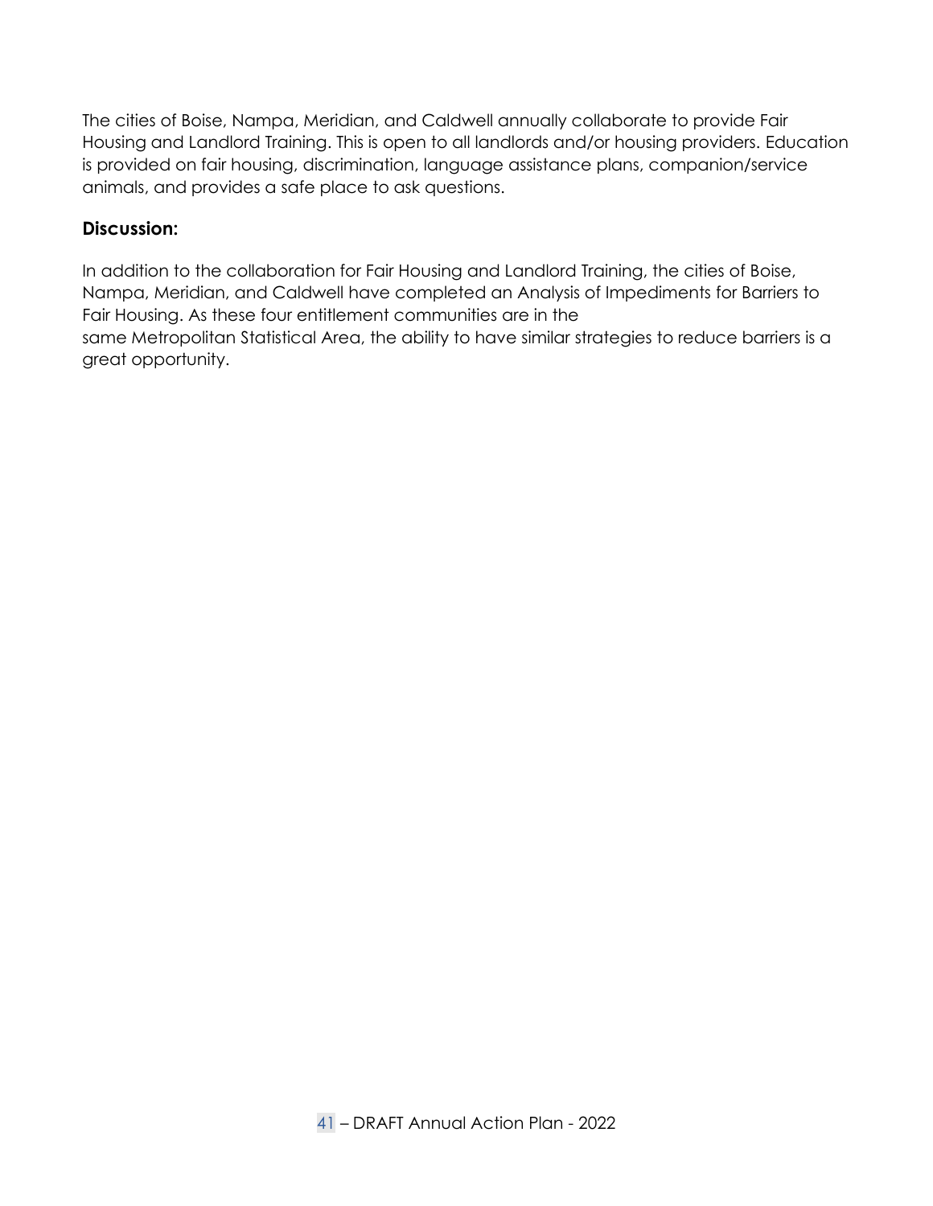The cities of Boise, Nampa, Meridian, and Caldwell annually collaborate to provide Fair Housing and Landlord Training. This is open to all landlords and/or housing providers. Education is provided on fair housing, discrimination, language assistance plans, companion/service animals, and provides a safe place to ask questions.

**Discussion:**

In addition to the collaboration for Fair Housing and Landlord Training, the cities of Boise, Nampa, Meridian, and Caldwell have completed an Analysis of Impediments for Barriers to Fair Housing. As these four entitlement communities are in the same Metropolitan Statistical Area, the ability to have similar strategies to reduce barriers is a great opportunity.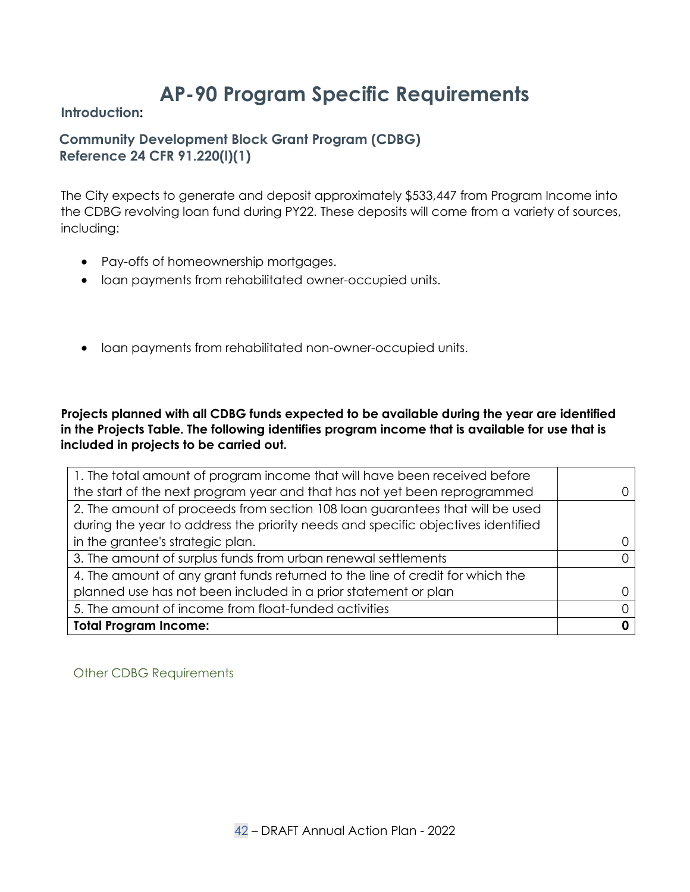# AP-90 Program Specific Requirements

**Introduction:**

### Community Development Block Grant Program (CDBG)
### Reference 24 CFR 91.220(l)(1)

The City expects to generate and deposit approximately $533,447 from Program Income into the CDBG revolving loan fund during PY22. These deposits will come from a variety of sources, including:

- Pay-offs of homeownership mortgages.
- loan payments from rehabilitated owner-occupied units.
- loan payments from rehabilitated non-owner-occupied units.

**Projects planned with all CDBG funds expected to be available during the year are identified in the Projects Table. The following identifies program income that is available for use that is included in projects to be carried out.**

| | |
|---|---|
| 1. The total amount of program income that will have been received before the start of the next program year and that has not yet been reprogrammed | 0 |
| 2. The amount of proceeds from section 108 loan guarantees that will be used during the year to address the priority needs and specific objectives identified in the grantee's strategic plan. | 0 |
| 3. The amount of surplus funds from urban renewal settlements | 0 |
| 4. The amount of any grant funds returned to the line of credit for which the planned use has not been included in a prior statement or plan | 0 |
| 5. The amount of income from float-funded activities | 0 |
| **Total Program Income:** | **0** |

Other CDBG Requirements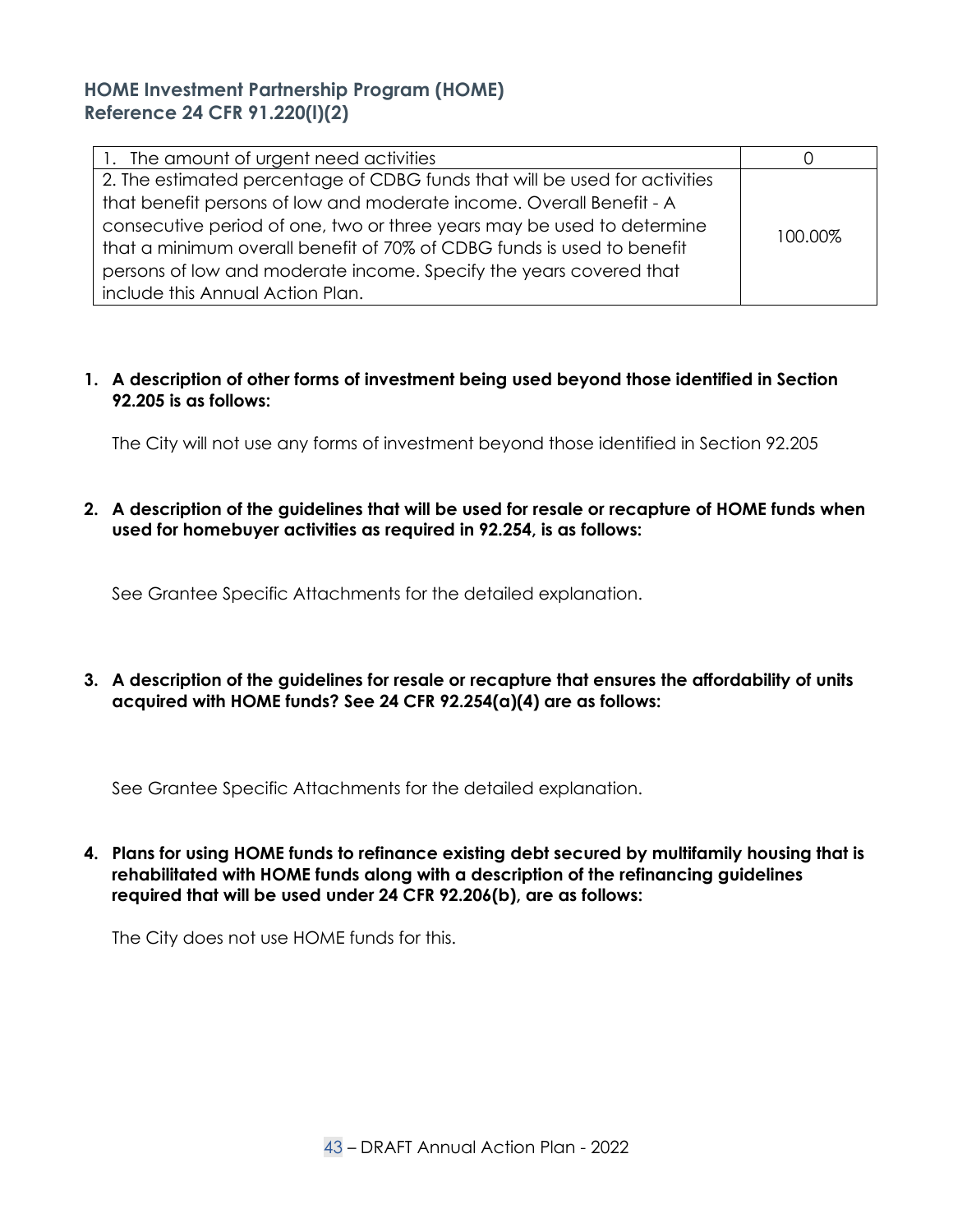## HOME Investment Partnership Program (HOME)
## Reference 24 CFR 91.220(l)(2)

| | |
|---|---|
| 1. The amount of urgent need activities | 0 |
| 2. The estimated percentage of CDBG funds that will be used for activities that benefit persons of low and moderate income. Overall Benefit - A consecutive period of one, two or three years may be used to determine that a minimum overall benefit of 70% of CDBG funds is used to benefit persons of low and moderate income. Specify the years covered that include this Annual Action Plan. | 100.00% |

1. **A description of other forms of investment being used beyond those identified in Section 92.205 is as follows:**

   The City will not use any forms of investment beyond those identified in Section 92.205

2. **A description of the guidelines that will be used for resale or recapture of HOME funds when used for homebuyer activities as required in 92.254, is as follows:**

   See Grantee Specific Attachments for the detailed explanation.

3. **A description of the guidelines for resale or recapture that ensures the affordability of units acquired with HOME funds? See 24 CFR 92.254(a)(4) are as follows:**

   See Grantee Specific Attachments for the detailed explanation.

4. **Plans for using HOME funds to refinance existing debt secured by multifamily housing that is rehabilitated with HOME funds along with a description of the refinancing guidelines required that will be used under 24 CFR 92.206(b), are as follows:**

   The City does not use HOME funds for this.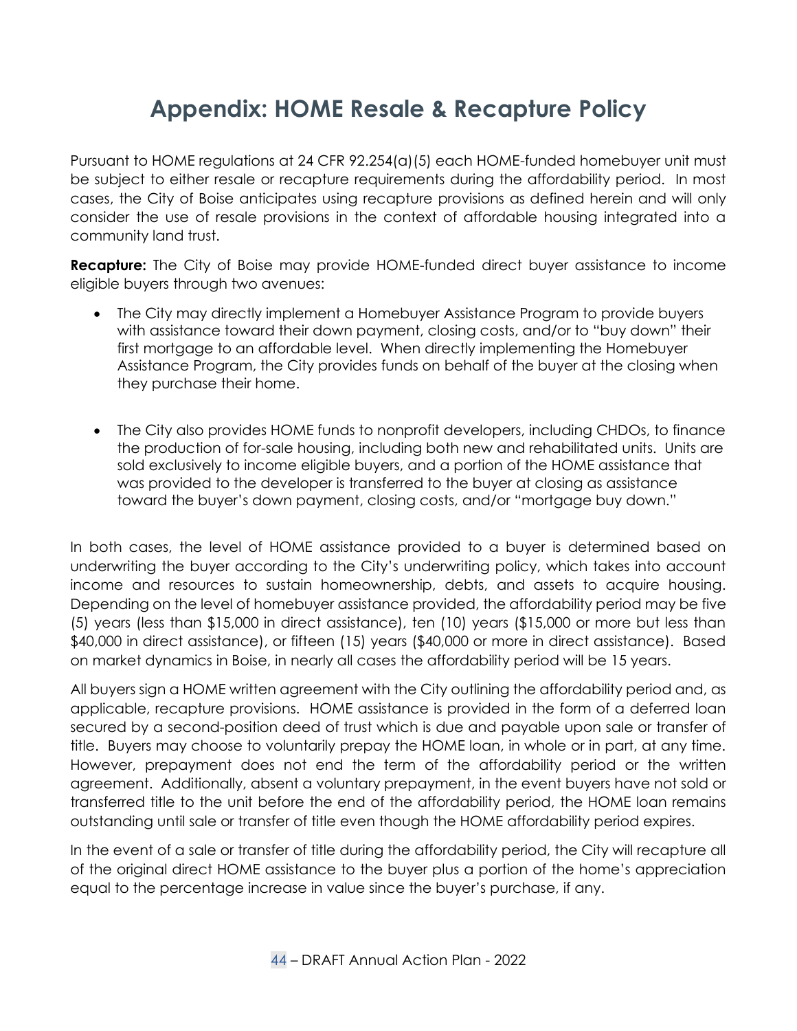# Appendix: HOME Resale & Recapture Policy

Pursuant to HOME regulations at 24 CFR 92.254(a)(5) each HOME-funded homebuyer unit must be subject to either resale or recapture requirements during the affordability period. In most cases, the City of Boise anticipates using recapture provisions as defined herein and will only consider the use of resale provisions in the context of affordable housing integrated into a community land trust.

**Recapture:** The City of Boise may provide HOME-funded direct buyer assistance to income eligible buyers through two avenues:

- The City may directly implement a Homebuyer Assistance Program to provide buyers with assistance toward their down payment, closing costs, and/or to "buy down" their first mortgage to an affordable level. When directly implementing the Homebuyer Assistance Program, the City provides funds on behalf of the buyer at the closing when they purchase their home.

- The City also provides HOME funds to nonprofit developers, including CHDOs, to finance the production of for-sale housing, including both new and rehabilitated units. Units are sold exclusively to income eligible buyers, and a portion of the HOME assistance that was provided to the developer is transferred to the buyer at closing as assistance toward the buyer's down payment, closing costs, and/or "mortgage buy down."

In both cases, the level of HOME assistance provided to a buyer is determined based on underwriting the buyer according to the City's underwriting policy, which takes into account income and resources to sustain homeownership, debts, and assets to acquire housing. Depending on the level of homebuyer assistance provided, the affordability period may be five (5) years (less than $15,000 in direct assistance), ten (10) years ($15,000 or more but less than $40,000 in direct assistance), or fifteen (15) years ($40,000 or more in direct assistance). Based on market dynamics in Boise, in nearly all cases the affordability period will be 15 years.

All buyers sign a HOME written agreement with the City outlining the affordability period and, as applicable, recapture provisions. HOME assistance is provided in the form of a deferred loan secured by a second-position deed of trust which is due and payable upon sale or transfer of title. Buyers may choose to voluntarily prepay the HOME loan, in whole or in part, at any time. However, prepayment does not end the term of the affordability period or the written agreement. Additionally, absent a voluntary prepayment, in the event buyers have not sold or transferred title to the unit before the end of the affordability period, the HOME loan remains outstanding until sale or transfer of title even though the HOME affordability period expires.

In the event of a sale or transfer of title during the affordability period, the City will recapture all of the original direct HOME assistance to the buyer plus a portion of the home's appreciation equal to the percentage increase in value since the buyer's purchase, if any.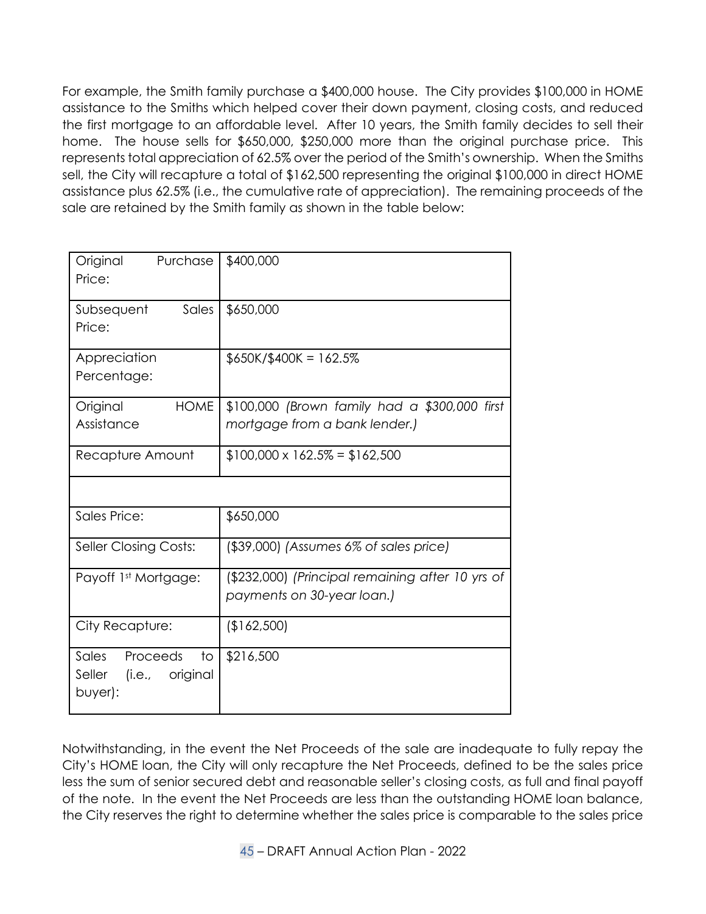For example, the Smith family purchase a $400,000 house. The City provides $100,000 in HOME assistance to the Smiths which helped cover their down payment, closing costs, and reduced the first mortgage to an affordable level. After 10 years, the Smith family decides to sell their home. The house sells for $650,000, $250,000 more than the original purchase price. This represents total appreciation of 62.5% over the period of the Smith's ownership. When the Smiths sell, the City will recapture a total of $162,500 representing the original $100,000 in direct HOME assistance plus 62.5% (i.e., the cumulative rate of appreciation). The remaining proceeds of the sale are retained by the Smith family as shown in the table below:

| | |
|---|---|
| Original Purchase Price: | $400,000 |
| Subsequent Sales Price: | $650,000 |
| Appreciation Percentage: | $650K/$400K = 162.5% |
| Original HOME Assistance | $100,000 *(Brown family had a $300,000 first mortgage from a bank lender.)* |
| Recapture Amount | $100,000 x 162.5% = $162,500 |
| | |
| Sales Price: | $650,000 |
| Seller Closing Costs: | ($39,000) *(Assumes 6% of sales price)* |
| Payoff 1st Mortgage: | ($232,000) *(Principal remaining after 10 yrs of payments on 30-year loan.)* |
| City Recapture: | ($162,500) |
| Sales Proceeds to Seller (i.e., original buyer): | $216,500 |

Notwithstanding, in the event the Net Proceeds of the sale are inadequate to fully repay the City's HOME loan, the City will only recapture the Net Proceeds, defined to be the sales price less the sum of senior secured debt and reasonable seller's closing costs, as full and final payoff of the note. In the event the Net Proceeds are less than the outstanding HOME loan balance, the City reserves the right to determine whether the sales price is comparable to the sales price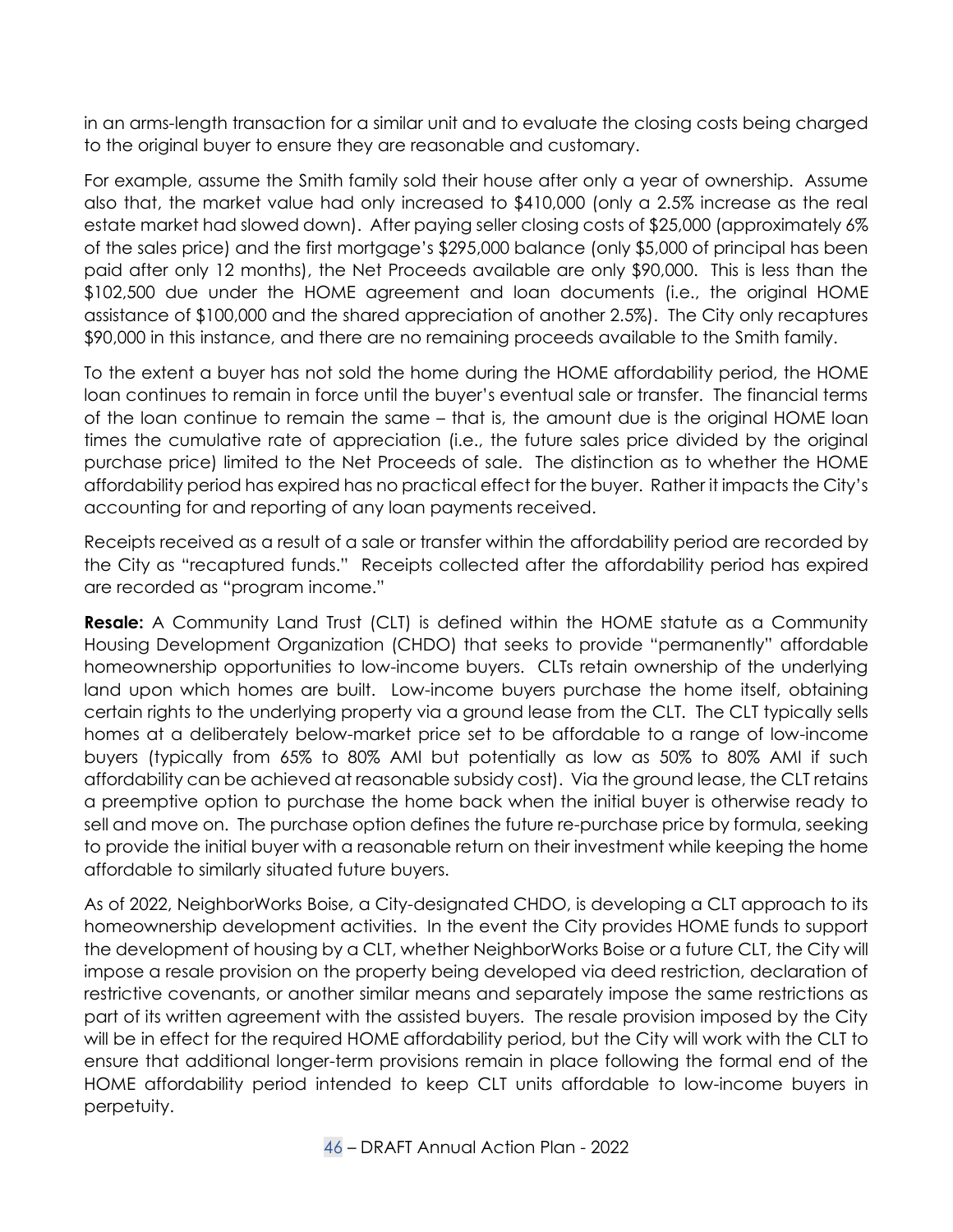in an arms-length transaction for a similar unit and to evaluate the closing costs being charged to the original buyer to ensure they are reasonable and customary.

For example, assume the Smith family sold their house after only a year of ownership. Assume also that, the market value had only increased to $410,000 (only a 2.5% increase as the real estate market had slowed down). After paying seller closing costs of $25,000 (approximately 6% of the sales price) and the first mortgage's $295,000 balance (only $5,000 of principal has been paid after only 12 months), the Net Proceeds available are only $90,000. This is less than the $102,500 due under the HOME agreement and loan documents (i.e., the original HOME assistance of $100,000 and the shared appreciation of another 2.5%). The City only recaptures $90,000 in this instance, and there are no remaining proceeds available to the Smith family.

To the extent a buyer has not sold the home during the HOME affordability period, the HOME loan continues to remain in force until the buyer's eventual sale or transfer. The financial terms of the loan continue to remain the same – that is, the amount due is the original HOME loan times the cumulative rate of appreciation (i.e., the future sales price divided by the original purchase price) limited to the Net Proceeds of sale. The distinction as to whether the HOME affordability period has expired has no practical effect for the buyer. Rather it impacts the City's accounting for and reporting of any loan payments received.

Receipts received as a result of a sale or transfer within the affordability period are recorded by the City as "recaptured funds." Receipts collected after the affordability period has expired are recorded as "program income."

**Resale:** A Community Land Trust (CLT) is defined within the HOME statute as a Community Housing Development Organization (CHDO) that seeks to provide "permanently" affordable homeownership opportunities to low-income buyers. CLTs retain ownership of the underlying land upon which homes are built. Low-income buyers purchase the home itself, obtaining certain rights to the underlying property via a ground lease from the CLT. The CLT typically sells homes at a deliberately below-market price set to be affordable to a range of low-income buyers (typically from 65% to 80% AMI but potentially as low as 50% to 80% AMI if such affordability can be achieved at reasonable subsidy cost). Via the ground lease, the CLT retains a preemptive option to purchase the home back when the initial buyer is otherwise ready to sell and move on. The purchase option defines the future re-purchase price by formula, seeking to provide the initial buyer with a reasonable return on their investment while keeping the home affordable to similarly situated future buyers.

As of 2022, NeighborWorks Boise, a City-designated CHDO, is developing a CLT approach to its homeownership development activities. In the event the City provides HOME funds to support the development of housing by a CLT, whether NeighborWorks Boise or a future CLT, the City will impose a resale provision on the property being developed via deed restriction, declaration of restrictive covenants, or another similar means and separately impose the same restrictions as part of its written agreement with the assisted buyers. The resale provision imposed by the City will be in effect for the required HOME affordability period, but the City will work with the CLT to ensure that additional longer-term provisions remain in place following the formal end of the HOME affordability period intended to keep CLT units affordable to low-income buyers in perpetuity.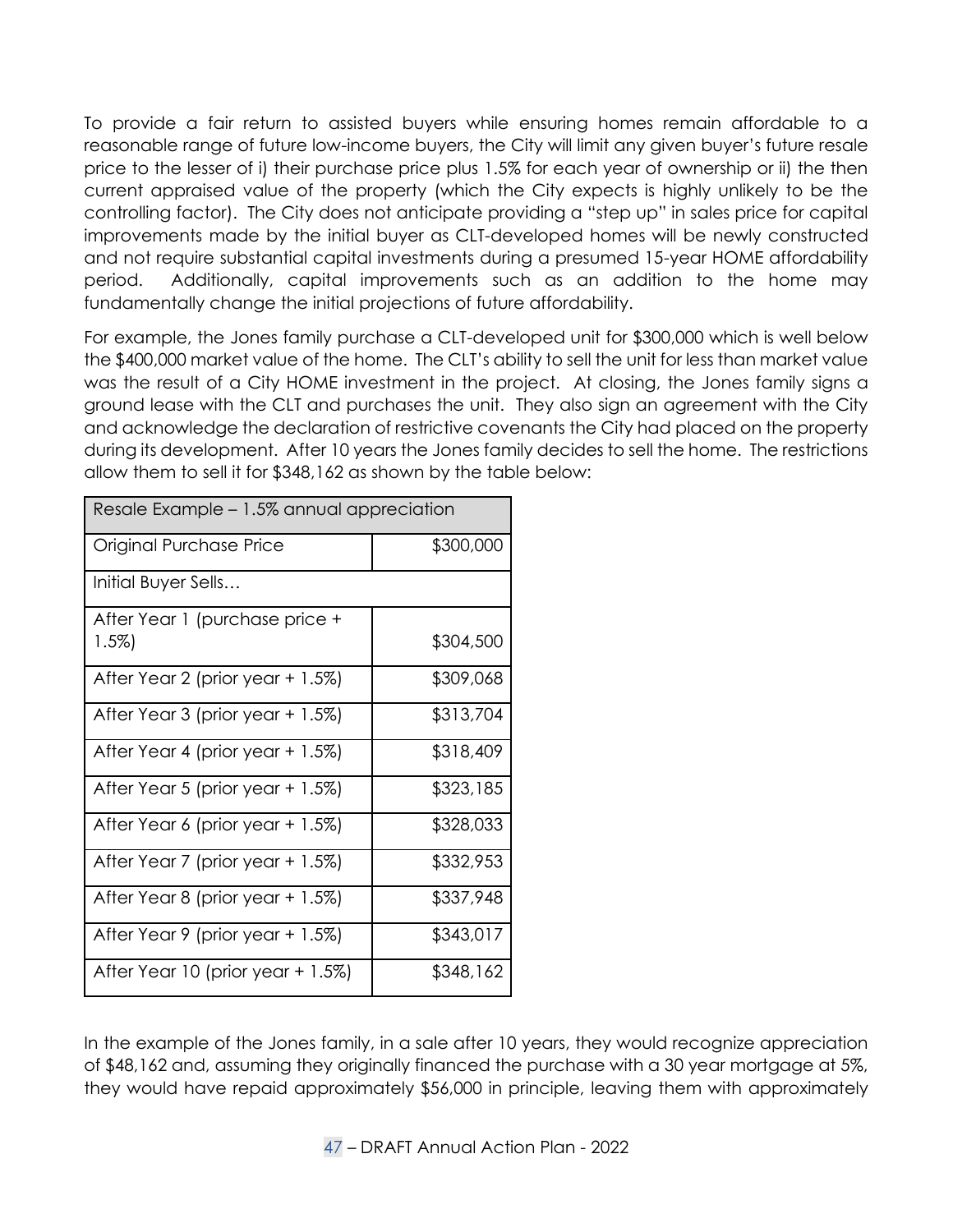To provide a fair return to assisted buyers while ensuring homes remain affordable to a reasonable range of future low-income buyers, the City will limit any given buyer's future resale price to the lesser of i) their purchase price plus 1.5% for each year of ownership or ii) the then current appraised value of the property (which the City expects is highly unlikely to be the controlling factor). The City does not anticipate providing a "step up" in sales price for capital improvements made by the initial buyer as CLT-developed homes will be newly constructed and not require substantial capital investments during a presumed 15-year HOME affordability period. Additionally, capital improvements such as an addition to the home may fundamentally change the initial projections of future affordability.

For example, the Jones family purchase a CLT-developed unit for $300,000 which is well below the $400,000 market value of the home. The CLT's ability to sell the unit for less than market value was the result of a City HOME investment in the project. At closing, the Jones family signs a ground lease with the CLT and purchases the unit. They also sign an agreement with the City and acknowledge the declaration of restrictive covenants the City had placed on the property during its development. After 10 years the Jones family decides to sell the home. The restrictions allow them to sell it for $348,162 as shown by the table below:

| Resale Example – 1.5% annual appreciation | |
|---|---|
| Original Purchase Price | $300,000 |
| Initial Buyer Sells… | |
| After Year 1 (purchase price + 1.5%) | $304,500 |
| After Year 2 (prior year + 1.5%) | $309,068 |
| After Year 3 (prior year + 1.5%) | $313,704 |
| After Year 4 (prior year + 1.5%) | $318,409 |
| After Year 5 (prior year + 1.5%) | $323,185 |
| After Year 6 (prior year + 1.5%) | $328,033 |
| After Year 7 (prior year + 1.5%) | $332,953 |
| After Year 8 (prior year + 1.5%) | $337,948 |
| After Year 9 (prior year + 1.5%) | $343,017 |
| After Year 10 (prior year + 1.5%) | $348,162 |

In the example of the Jones family, in a sale after 10 years, they would recognize appreciation of $48,162 and, assuming they originally financed the purchase with a 30 year mortgage at 5%, they would have repaid approximately $56,000 in principle, leaving them with approximately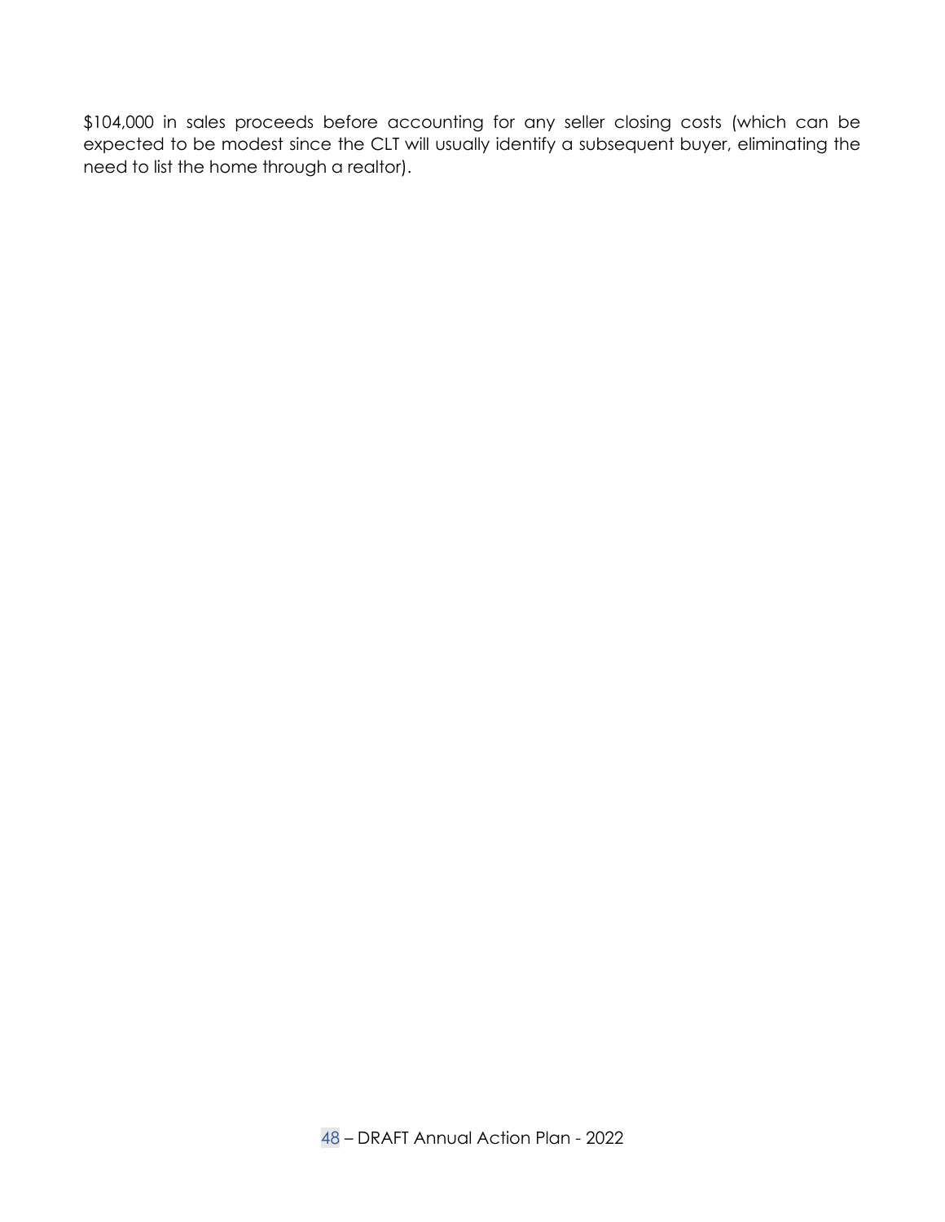$104,000 in sales proceeds before accounting for any seller closing costs (which can be expected to be modest since the CLT will usually identify a subsequent buyer, eliminating the need to list the home through a realtor).